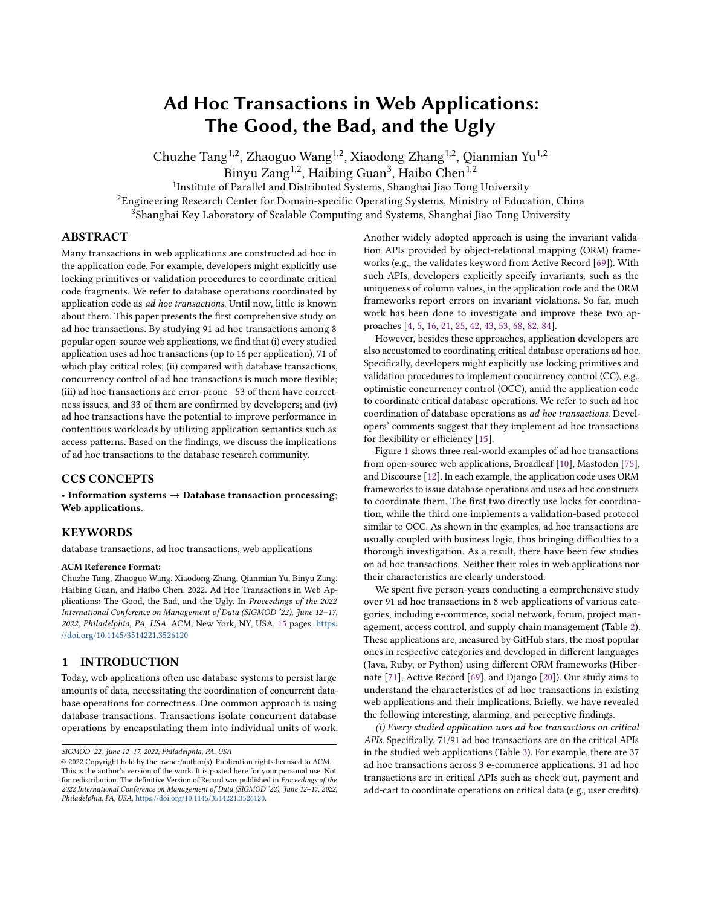# Ad Hoc Transactions in Web Applications: The Good, the Bad, and the Ugly

Chuzhe Tang[1,2], Zhaoguo Wang[1,2], Xiaodong Zhang[1,2], Qianmian Yu[1,2]
Binyu Zang[1,2], Haibing Guan[3], Haibo Chen[1,2]

[1]Institute of Parallel and Distributed Systems, Shanghai Jiao Tong University
[2]Engineering Research Center for Domain-specific Operating Systems, Ministry of Education, China
[3]Shanghai Key Laboratory of Scalable Computing and Systems, Shanghai Jiao Tong University

## ABSTRACT

Many transactions in web applications are constructed ad hoc in the application code. For example, developers might explicitly use locking primitives or validation procedures to coordinate critical code fragments. We refer to database operations coordinated by application code as *ad hoc transactions*. Until now, little is known about them. This paper presents the first comprehensive study on ad hoc transactions. By studying 91 ad hoc transactions among 8 popular open-source web applications, we find that (i) every studied application uses ad hoc transactions (up to 16 per application), 71 of which play critical roles; (ii) compared with database transactions, concurrency control of ad hoc transactions is much more flexible; (iii) ad hoc transactions are error-prone—53 of them have correctness issues, and 33 of them are confirmed by developers; and (iv) ad hoc transactions have the potential to improve performance in contentious workloads by utilizing application semantics such as access patterns. Based on the findings, we discuss the implications of ad hoc transactions to the database research community.

## CCS CONCEPTS

• **Information systems** → **Database transaction processing**; **Web applications**.

## KEYWORDS

database transactions, ad hoc transactions, web applications

**ACM Reference Format:**

Chuzhe Tang, Zhaoguo Wang, Xiaodong Zhang, Qianmian Yu, Binyu Zang, Haibing Guan, and Haibo Chen. 2022. Ad Hoc Transactions in Web Applications: The Good, the Bad, and the Ugly. In *Proceedings of the 2022 International Conference on Management of Data (SIGMOD '22), June 12–17, 2022, Philadelphia, PA, USA.* ACM, New York, NY, USA, 15 pages. https://doi.org/10.1145/3514221.3526120

## 1 INTRODUCTION

Today, web applications often use database systems to persist large amounts of data, necessitating the coordination of concurrent database operations for correctness. One common approach is using database transactions. Transactions isolate concurrent database operations by encapsulating them into individual units of work.

Another widely adopted approach is using the invariant validation APIs provided by object-relational mapping (ORM) frameworks (e.g., the validates keyword from Active Record [69]). With such APIs, developers explicitly specify invariants, such as the uniqueness of column values, in the application code and the ORM frameworks report errors on invariant violations. So far, much work has been done to investigate and improve these two approaches [4, 5, 16, 21, 25, 42, 43, 53, 68, 82, 84].

However, besides these approaches, application developers are also accustomed to coordinating critical database operations ad hoc. Specifically, developers might explicitly use locking primitives and validation procedures to implement concurrency control (CC), e.g., optimistic concurrency control (OCC), amid the application code to coordinate critical database operations. We refer to such ad hoc coordination of database operations as *ad hoc transactions*. Developers' comments suggest that they implement ad hoc transactions for flexibility or efficiency [15].

Figure 1 shows three real-world examples of ad hoc transactions from open-source web applications, Broadleaf [10], Mastodon [75], and Discourse [12]. In each example, the application code uses ORM frameworks to issue database operations and uses ad hoc constructs to coordinate them. The first two directly use locks for coordination, while the third one implements a validation-based protocol similar to OCC. As shown in the examples, ad hoc transactions are usually coupled with business logic, thus bringing difficulties to a thorough investigation. As a result, there have been few studies on ad hoc transactions. Neither their roles in web applications nor their characteristics are clearly understood.

We spent five person-years conducting a comprehensive study over 91 ad hoc transactions in 8 web applications of various categories, including e-commerce, social network, forum, project management, access control, and supply chain management (Table 2). These applications are, measured by GitHub stars, the most popular ones in respective categories and developed in different languages (Java, Ruby, or Python) using different ORM frameworks (Hibernate [71], Active Record [69], and Django [20]). Our study aims to understand the characteristics of ad hoc transactions in existing web applications and their implications. Briefly, we have revealed the following interesting, alarming, and perceptive findings.

*(i) Every studied application uses ad hoc transactions on critical APIs*. Specifically, 71/91 ad hoc transactions are on the critical APIs in the studied web applications (Table 3). For example, there are 37 ad hoc transactions across 3 e-commerce applications. 31 ad hoc transactions are in critical APIs such as check-out, payment and add-cart to coordinate operations on critical data (e.g., user credits).

SIGMOD '22, June 12–17, 2022, Philadelphia, PA, USA

© 2022 Copyright held by the owner/author(s). Publication rights licensed to ACM. This is the author's version of the work. It is posted here for your personal use. Not for redistribution. The definitive Version of Record was published in *Proceedings of the 2022 International Conference on Management of Data (SIGMOD '22), June 12–17, 2022, Philadelphia, PA, USA*, https://doi.org/10.1145/3514221.3526120.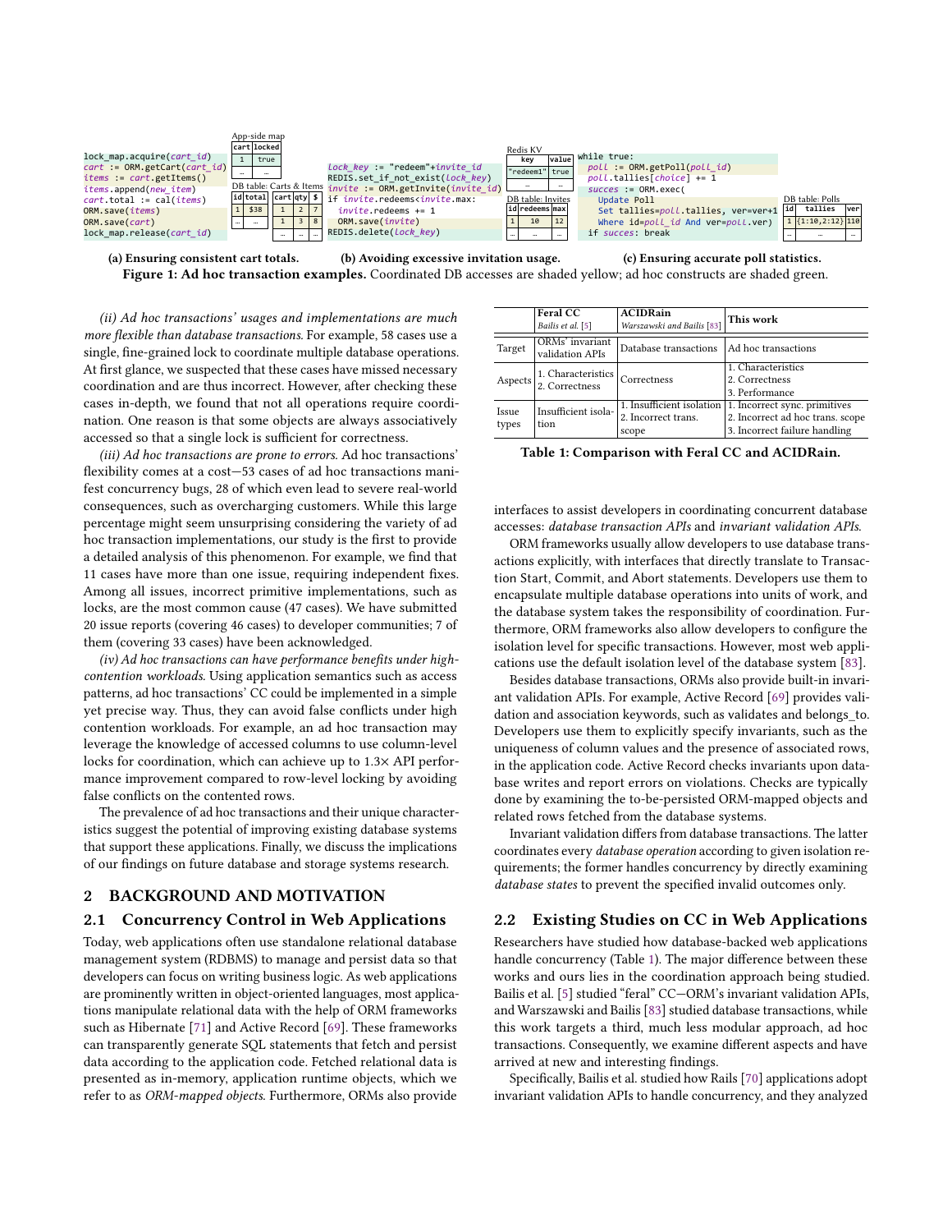App-side map

| cart | locked |
|---|---|
| 1 | true |
| … | … |

```
lock_map.acquire(cart_id)
cart := ORM.getCart(cart_id)
items := cart.getItems()
items.append(new_item)
cart.total := cal(items)
ORM.save(items)
ORM.save(cart)
lock_map.release(cart_id)
```

DB table: Carts & Items

| id | total |
|---|---|
| 1 | $38 |
| … | … |

| cart | qty | $ |
|---|---|---|
| 1 | 2 | 7 |
| 1 | 3 | 8 |
| … | … | … |

```
lock_key := "redeem"+invite_id
REDIS.set_if_not_exist(lock_key)
invite := ORM.getInvite(invite_id)
if invite.redeems<invite.max:
  invite.redeems += 1
  ORM.save(invite)
REDIS.delete(lock_key)
```

Redis KV

| key | value |
|---|---|
| "redeem1" | true |
| … | … |

DB table: Invites

| id | redeems | max |
|---|---|---|
| 1 | 10 | 12 |
| … | … | … |

```
while true:
  poll := ORM.getPoll(poll_id)
  poll.tallies[choice] += 1
  succes := ORM.exec(
    Update Poll
    Set tallies=poll.tallies, ver=ver+1
    Where id=poll_id And ver=poll.ver)
  if succes: break
```

DB table: Polls

| id | tallies | ver |
|---|---|---|
| 1 | {1:10,2:12} | 110 |
| … | … | … |

**(a) Ensuring consistent cart totals.** **(b) Avoiding excessive invitation usage.** **(c) Ensuring accurate poll statistics.**

**Figure 1: Ad hoc transaction examples.** Coordinated DB accesses are shaded yellow; ad hoc constructs are shaded green.

*(ii) Ad hoc transactions' usages and implementations are much more flexible than database transactions.* For example, 58 cases use a single, fine-grained lock to coordinate multiple database operations. At first glance, we suspected that these cases have missed necessary coordination and are thus incorrect. However, after checking these cases in-depth, we found that not all operations require coordination. One reason is that some objects are always associatively accessed so that a single lock is sufficient for correctness.

*(iii) Ad hoc transactions are prone to errors.* Ad hoc transactions' flexibility comes at a cost—53 cases of ad hoc transactions manifest concurrency bugs, 28 of which even lead to severe real-world consequences, such as overcharging customers. While this large percentage might seem unsurprising considering the variety of ad hoc transaction implementations, our study is the first to provide a detailed analysis of this phenomenon. For example, we find that 11 cases have more than one issue, requiring independent fixes. Among all issues, incorrect primitive implementations, such as locks, are the most common cause (47 cases). We have submitted 20 issue reports (covering 46 cases) to developer communities; 7 of them (covering 33 cases) have been acknowledged.

*(iv) Ad hoc transactions can have performance benefits under high-contention workloads.* Using application semantics such as access patterns, ad hoc transactions' CC could be implemented in a simple yet precise way. Thus, they can avoid false conflicts under high contention workloads. For example, an ad hoc transaction may leverage the knowledge of accessed columns to use column-level locks for coordination, which can achieve up to 1.3× API performance improvement compared to row-level locking by avoiding false conflicts on the contented rows.

The prevalence of ad hoc transactions and their unique characteristics suggest the potential of improving existing database systems that support these applications. Finally, we discuss the implications of our findings on future database and storage systems research.

## 2 BACKGROUND AND MOTIVATION

### 2.1 Concurrency Control in Web Applications

Today, web applications often use standalone relational database management system (RDBMS) to manage and persist data so that developers can focus on writing business logic. As web applications are prominently written in object-oriented languages, most applications manipulate relational data with the help of ORM frameworks such as Hibernate [71] and Active Record [69]. These frameworks can transparently generate SQL statements that fetch and persist data according to the application code. Fetched relational data is presented as in-memory, application runtime objects, which we refer to as *ORM-mapped objects*. Furthermore, ORMs also provide interfaces to assist developers in coordinating concurrent database accesses: *database transaction APIs* and *invariant validation APIs*.

ORM frameworks usually allow developers to use database transactions explicitly, with interfaces that directly translate to Transaction Start, Commit, and Abort statements. Developers use them to encapsulate multiple database operations into units of work, and the database system takes the responsibility of coordination. Furthermore, ORM frameworks also allow developers to configure the isolation level for specific transactions. However, most web applications use the default isolation level of the database system [83].

Besides database transactions, ORMs also provide built-in invariant validation APIs. For example, Active Record [69] provides validation and association keywords, such as validates and belongs_to. Developers use them to explicitly specify invariants, such as the uniqueness of column values and the presence of associated rows, in the application code. Active Record checks invariants upon database writes and report errors on violations. Checks are typically done by examining the to-be-persisted ORM-mapped objects and related rows fetched from the database systems.

Invariant validation differs from database transactions. The latter coordinates every *database operation* according to given isolation requirements; the former handles concurrency by directly examining *database states* to prevent the specified invalid outcomes only.

|  | Feral CC *Bailis et al. [5]* | ACIDRain *Warszawski and Bailis [83]* | This work |
|---|---|---|---|
| Target | ORMs' invariant validation APIs | Database transactions | Ad hoc transactions |
| Aspects | 1. Characteristics 2. Correctness | Correctness | 1. Characteristics 2. Correctness 3. Performance |
| Issue types | Insufficient isolation | 1. Insufficient isolation 2. Incorrect trans. scope | 1. Incorrect sync. primitives 2. Incorrect ad hoc trans. scope 3. Incorrect failure handling |

**Table 1: Comparison with Feral CC and ACIDRain.**

### 2.2 Existing Studies on CC in Web Applications

Researchers have studied how database-backed web applications handle concurrency (Table 1). The major difference between these works and ours lies in the coordination approach being studied. Bailis et al. [5] studied "feral" CC—ORM's invariant validation APIs, and Warszawski and Bailis [83] studied database transactions, while this work targets a third, much less modular approach, ad hoc transactions. Consequently, we examine different aspects and have arrived at new and interesting findings.

Specifically, Bailis et al. studied how Rails [70] applications adopt invariant validation APIs to handle concurrency, and they analyzed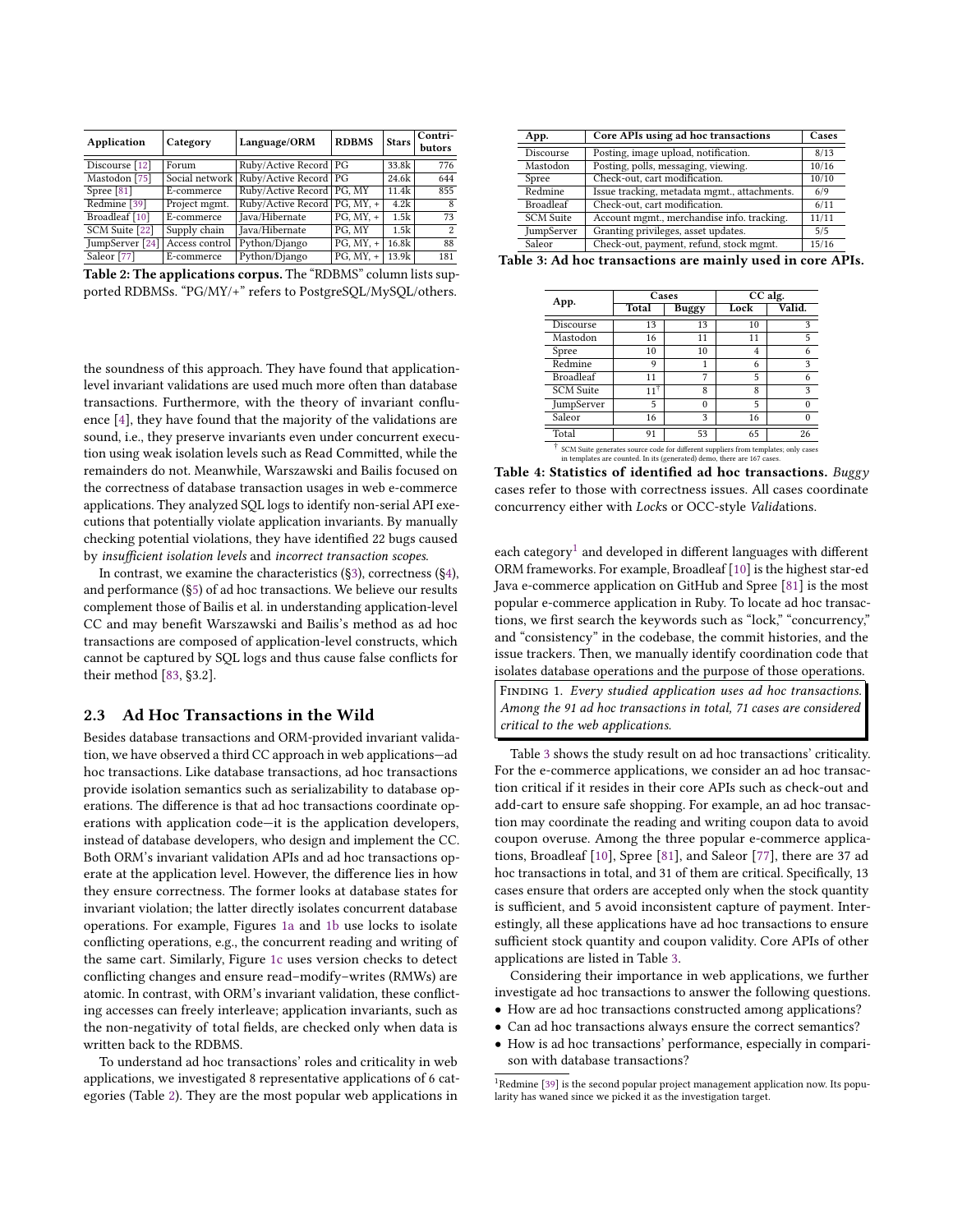| Application | Category | Language/ORM | RDBMS | Stars | Contri-butors |
|---|---|---|---|---|---|
| Discourse [12] | Forum | Ruby/Active Record | PG | 33.8k | 776 |
| Mastodon [75] | Social network | Ruby/Active Record | PG | 24.6k | 644 |
| Spree [81] | E-commerce | Ruby/Active Record | PG, MY | 11.4k | 855 |
| Redmine [39] | Project mgmt. | Ruby/Active Record | PG, MY, + | 4.2k | 8 |
| Broadleaf [10] | E-commerce | Java/Hibernate | PG, MY, + | 1.5k | 73 |
| SCM Suite [22] | Supply chain | Java/Hibernate | PG, MY | 1.5k | 2 |
| JumpServer [24] | Access control | Python/Django | PG, MY, + | 16.8k | 88 |
| Saleor [77] | E-commerce | Python/Django | PG, MY, + | 13.9k | 181 |

**Table 2: The applications corpus.** The "RDBMS" column lists supported RDBMSs. "PG/MY/+" refers to PostgreSQL/MySQL/others.

| App. | Core APIs using ad hoc transactions | Cases |
|---|---|---|
| Discourse | Posting, image upload, notification. | 8/13 |
| Mastodon | Posting, polls, messaging, viewing. | 10/16 |
| Spree | Check-out, cart modification. | 10/10 |
| Redmine | Issue tracking, metadata mgmt., attachments. | 6/9 |
| Broadleaf | Check-out, cart modification. | 6/11 |
| SCM Suite | Account mgmt., merchandise info. tracking. | 11/11 |
| JumpServer | Granting privileges, asset updates. | 5/5 |
| Saleor | Check-out, payment, refund, stock mgmt. | 15/16 |

**Table 3: Ad hoc transactions are mainly used in core APIs.**

| App. | Cases | | CC alg. | |
|---|---|---|---|---|
| | Total | Buggy | Lock | Valid. |
| Discourse | 13 | 13 | 10 | 3 |
| Mastodon | 16 | 11 | 11 | 5 |
| Spree | 10 | 10 | 4 | 6 |
| Redmine | 9 | 1 | 6 | 3 |
| Broadleaf | 11 | 7 | 5 | 6 |
| SCM Suite | 11[†] | 8 | 8 | 3 |
| JumpServer | 5 | 0 | 5 | 0 |
| Saleor | 16 | 3 | 16 | 0 |
| Total | 91 | 53 | 65 | 26 |

[†] SCM Suite generates source code for different suppliers from templates; only cases in templates are counted. In its (generated) demo, there are 167 cases.

**Table 4: Statistics of identified ad hoc transactions.** *Buggy* cases refer to those with correctness issues. All cases coordinate concurrency either with *Lock*s or OCC-style *Valid*ations.

the soundness of this approach. They have found that application-level invariant validations are used much more often than database transactions. Furthermore, with the theory of invariant confluence [4], they have found that the majority of the validations are sound, i.e., they preserve invariants even under concurrent execution using weak isolation levels such as Read Committed, while the remainders do not. Meanwhile, Warszawski and Bailis focused on the correctness of database transaction usages in web e-commerce applications. They analyzed SQL logs to identify non-serial API executions that potentially violate application invariants. By manually checking potential violations, they have identified 22 bugs caused by *insufficient isolation levels* and *incorrect transaction scopes*.

In contrast, we examine the characteristics (§3), correctness (§4), and performance (§5) of ad hoc transactions. We believe our results complement those of Bailis et al. in understanding application-level CC and may benefit Warszawski and Bailis's method as ad hoc transactions are composed of application-level constructs, which cannot be captured by SQL logs and thus cause false conflicts for their method [83, §3.2].

## 2.3 Ad Hoc Transactions in the Wild

Besides database transactions and ORM-provided invariant validation, we have observed a third CC approach in web applications—ad hoc transactions. Like database transactions, ad hoc transactions provide isolation semantics such as serializability to database operations. The difference is that ad hoc transactions coordinate operations with application code—it is the application developers, instead of database developers, who design and implement the CC. Both ORM's invariant validation APIs and ad hoc transactions operate at the application level. However, the difference lies in how they ensure correctness. The former looks at database states for invariant violation; the latter directly isolates concurrent database operations. For example, Figures 1a and 1b use locks to isolate conflicting operations, e.g., the concurrent reading and writing of the same cart. Similarly, Figure 1c uses version checks to detect conflicting changes and ensure read–modify–writes (RMWs) are atomic. In contrast, with ORM's invariant validation, these conflicting accesses can freely interleave; application invariants, such as the non-negativity of total fields, are checked only when data is written back to the RDBMS.

To understand ad hoc transactions' roles and criticality in web applications, we investigated 8 representative applications of 6 categories (Table 2). They are the most popular web applications in each category[1] and developed in different languages with different ORM frameworks. For example, Broadleaf [10] is the highest star-ed Java e-commerce application on GitHub and Spree [81] is the most popular e-commerce application in Ruby. To locate ad hoc transactions, we first search the keywords such as "lock," "concurrency," and "consistency" in the codebase, the commit histories, and the issue trackers. Then, we manually identify coordination code that isolates database operations and the purpose of those operations.

> FINDING 1. *Every studied application uses ad hoc transactions. Among the 91 ad hoc transactions in total, 71 cases are considered critical to the web applications.*

Table 3 shows the study result on ad hoc transactions' criticality. For the e-commerce applications, we consider an ad hoc transaction critical if it resides in their core APIs such as check-out and add-cart to ensure safe shopping. For example, an ad hoc transaction may coordinate the reading and writing coupon data to avoid coupon overuse. Among the three popular e-commerce applications, Broadleaf [10], Spree [81], and Saleor [77], there are 37 ad hoc transactions in total, and 31 of them are critical. Specifically, 13 cases ensure that orders are accepted only when the stock quantity is sufficient, and 5 avoid inconsistent capture of payment. Interestingly, all these applications have ad hoc transactions to ensure sufficient stock quantity and coupon validity. Core APIs of other applications are listed in Table 3.

Considering their importance in web applications, we further investigate ad hoc transactions to answer the following questions.

- How are ad hoc transactions constructed among applications?
- Can ad hoc transactions always ensure the correct semantics?
- How is ad hoc transactions' performance, especially in comparison with database transactions?

[1] Redmine [39] is the second popular project management application now. Its popularity has waned since we picked it as the investigation target.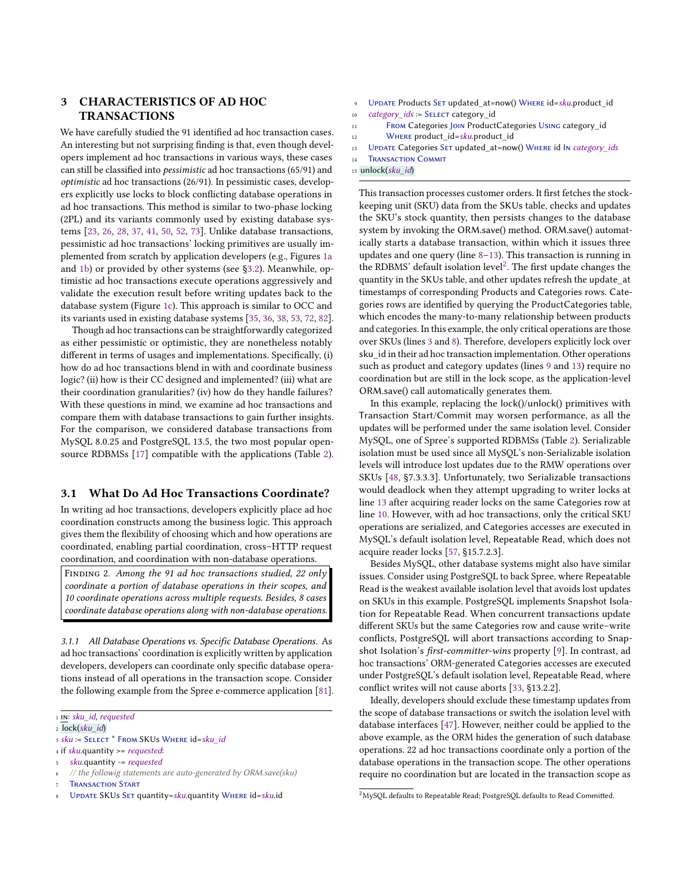## 3 CHARACTERISTICS OF AD HOC TRANSACTIONS

We have carefully studied the 91 identified ad hoc transaction cases. An interesting but not surprising finding is that, even though developers implement ad hoc transactions in various ways, these cases can still be classified into *pessimistic* ad hoc transactions (65/91) and *optimistic* ad hoc transactions (26/91). In pessimistic cases, developers explicitly use locks to block conflicting database operations in ad hoc transactions. This method is similar to two-phase locking (2PL) and its variants commonly used by existing database systems [23, 26, 28, 37, 41, 50, 52, 73]. Unlike database transactions, pessimistic ad hoc transactions' locking primitives are usually implemented from scratch by application developers (e.g., Figures 1a and 1b) or provided by other systems (see §3.2). Meanwhile, optimistic ad hoc transactions execute operations aggressively and validate the execution result before writing updates back to the database system (Figure 1c). This approach is similar to OCC and its variants used in existing database systems [35, 36, 38, 53, 72, 82].

Though ad hoc transactions can be straightforwardly categorized as either pessimistic or optimistic, they are nonetheless notably different in terms of usages and implementations. Specifically, (i) how do ad hoc transactions blend in with and coordinate business logic? (ii) how is their CC designed and implemented? (iii) what are their coordination granularities? (iv) how do they handle failures? With these questions in mind, we examine ad hoc transactions and compare them with database transactions to gain further insights. For the comparison, we considered database transactions from MySQL 8.0.25 and PostgreSQL 13.5, the two most popular open-source RDBMSs [17] compatible with the applications (Table 2).

### 3.1 What Do Ad Hoc Transactions Coordinate?

In writing ad hoc transactions, developers explicitly place ad hoc coordination constructs among the business logic. This approach gives them the flexibility of choosing which and how operations are coordinated, enabling partial coordination, cross–HTTP request coordination, and coordination with non-database operations.

> Finding 2. *Among the 91 ad hoc transactions studied, 22 only coordinate a portion of database operations in their scopes, and 10 coordinate operations across multiple requests. Besides, 8 cases coordinate database operations along with non-database operations.*

*3.1.1 All Database Operations vs. Specific Database Operations.* As ad hoc transactions' coordination is explicitly written by application developers, developers can coordinate only specific database operations instead of all operations in the transaction scope. Consider the following example from the Spree e-commerce application [81].

```
1  IN: sku_id, requested
2  lock(sku_id)
3  sku := Select * From SKUs Where id=sku_id
4  if sku.quantity >= requested:
5    sku.quantity -= requested
6    // the followig statements are auto-generated by ORM.save(sku)
7    Transaction Start
8    Update SKUs Set quantity=sku.quantity Where id=sku.id
9    Update Products Set updated_at=now() Where id=sku.product_id
10   category_ids := Select category_id
11       From Categories Join ProductCategories Using category_id
12       Where product_id=sku.product_id
13   Update Categories Set updated_at=now() Where id In category_ids
14   Transaction Commit
15 unlock(sku_id)
```

This transaction processes customer orders. It first fetches the stock-keeping unit (SKU) data from the SKUs table, checks and updates the SKU's stock quantity, then persists changes to the database system by invoking the ORM.save() method. ORM.save() automatically starts a database transaction, within which it issues three updates and one query (line 8–13). This transaction is running in the RDBMS' default isolation level[2]. The first update changes the quantity in the SKUs table, and other updates refresh the update_at timestamps of corresponding Products and Categories rows. Categories rows are identified by querying the ProductCategories table, which encodes the many-to-many relationship between products and categories. In this example, the only critical operations are those over SKUs (lines 3 and 8). Therefore, developers explicitly lock over sku_id in their ad hoc transaction implementation. Other operations such as product and category updates (lines 9 and 13) require no coordination but are still in the lock scope, as the application-level ORM.save() call automatically generates them.

In this example, replacing the lock()/unlock() primitives with Transaction Start/Commit may worsen performance, as all the updates will be performed under the same isolation level. Consider MySQL, one of Spree's supported RDBMSs (Table 2). Serializable isolation must be used since all MySQL's non-Serializable isolation levels will introduce lost updates due to the RMW operations over SKUs [48, §7.3.3.3]. Unfortunately, two Serializable transactions would deadlock when they attempt upgrading to writer locks at line 13 after acquiring reader locks on the same Categories row at line 10. However, with ad hoc transactions, only the critical SKU operations are serialized, and Categories accesses are executed in MySQL's default isolation level, Repeatable Read, which does not acquire reader locks [57, §15.7.2.3].

Besides MySQL, other database systems might also have similar issues. Consider using PostgreSQL to back Spree, where Repeatable Read is the weakest available isolation level that avoids lost updates on SKUs in this example. PostgreSQL implements Snapshot Isolation for Repeatable Read. When concurrent transactions update different SKUs but the same Categories row and cause write–write conflicts, PostgreSQL will abort transactions according to Snapshot Isolation's *first-committer-wins* property [9]. In contrast, ad hoc transactions' ORM-generated Categories accesses are executed under PostgreSQL's default isolation level, Repeatable Read, where conflict writes will not cause aborts [33, §13.2.2].

Ideally, developers should exclude these timestamp updates from the scope of database transactions or switch the isolation level with database interfaces [47]. However, neither could be applied to the above example, as the ORM hides the generation of such database operations. 22 ad hoc transactions coordinate only a portion of the database operations in the transaction scope. The other operations require no coordination but are located in the transaction scope as

[2] MySQL defaults to Repeatable Read; PostgreSQL defaults to Read Committed.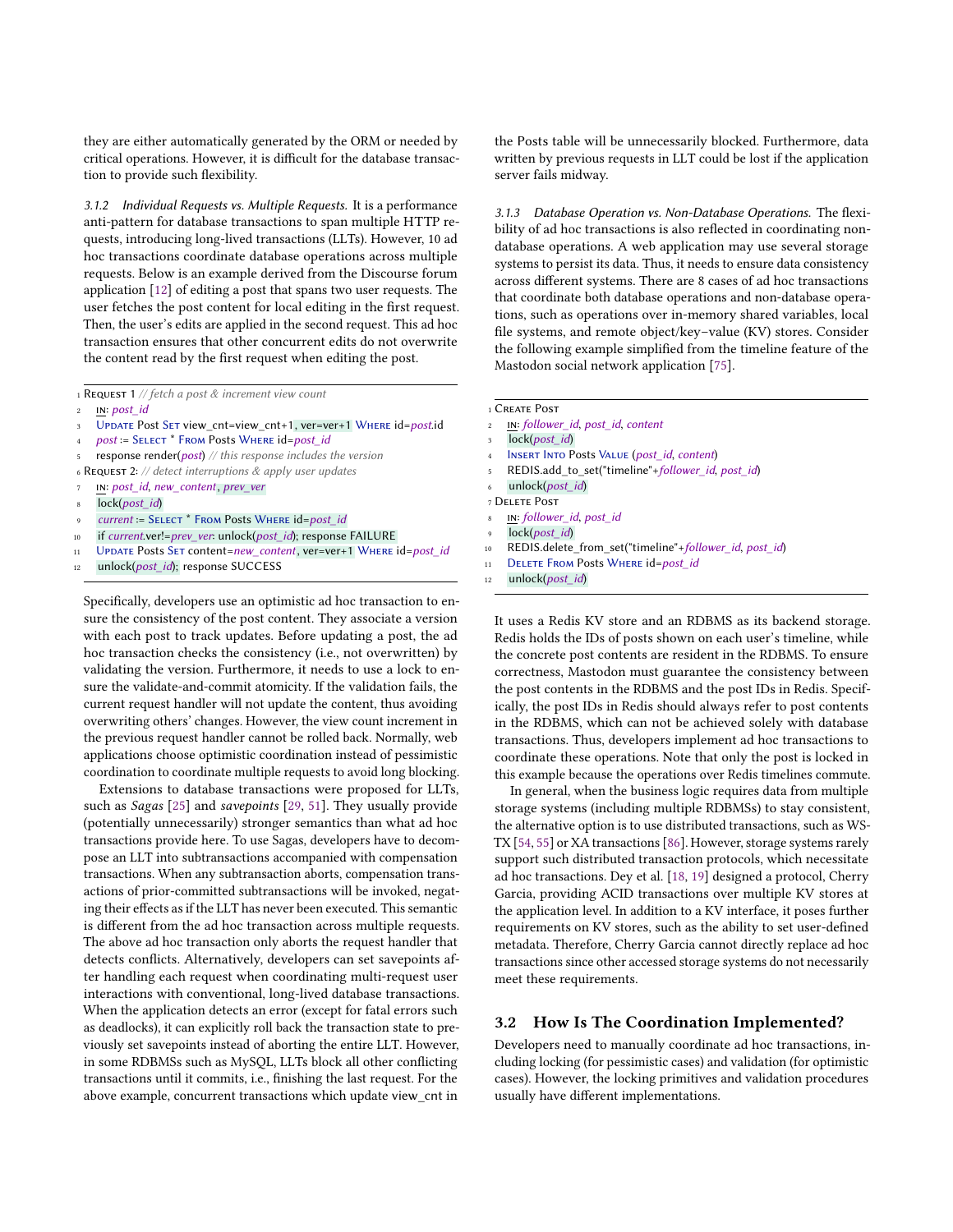they are either automatically generated by the ORM or needed by critical operations. However, it is difficult for the database transaction to provide such flexibility.

*3.1.2 Individual Requests vs. Multiple Requests.* It is a performance anti-pattern for database transactions to span multiple HTTP requests, introducing long-lived transactions (LLTs). However, 10 ad hoc transactions coordinate database operations across multiple requests. Below is an example derived from the Discourse forum application [12] of editing a post that spans two user requests. The user fetches the post content for local editing in the first request. Then, the user's edits are applied in the second request. This ad hoc transaction ensures that other concurrent edits do not overwrite the content read by the first request when editing the post.

```
1  Request 1 // fetch a post & increment view count
2    in: post_id
3    Update Post Set view_cnt=view_cnt+1, ver=ver+1 Where id=post.id
4    post := Select * From Posts Where id=post_id
5    response render(post) // this response includes the version
6  Request 2: // detect interruptions & apply user updates
7    in: post_id, new_content, prev_ver
8    lock(post_id)
9    current := Select * From Posts Where id=post_id
10   if current.ver!=prev_ver: unlock(post_id); response FAILURE
11   Update Posts Set content=new_content, ver=ver+1 Where id=post_id
12   unlock(post_id); response SUCCESS
```

Specifically, developers use an optimistic ad hoc transaction to ensure the consistency of the post content. They associate a version with each post to track updates. Before updating a post, the ad hoc transaction checks the consistency (i.e., not overwritten) by validating the version. Furthermore, it needs to use a lock to ensure the validate-and-commit atomicity. If the validation fails, the current request handler will not update the content, thus avoiding overwriting others' changes. However, the view count increment in the previous request handler cannot be rolled back. Normally, web applications choose optimistic coordination instead of pessimistic coordination to coordinate multiple requests to avoid long blocking.

Extensions to database transactions were proposed for LLTs, such as *Sagas* [25] and *savepoints* [29, 51]. They usually provide (potentially unnecessarily) stronger semantics than what ad hoc transactions provide here. To use Sagas, developers have to decompose an LLT into subtransactions accompanied with compensation transactions. When any subtransaction aborts, compensation transactions of prior-committed subtransactions will be invoked, negating their effects as if the LLT has never been executed. This semantic is different from the ad hoc transaction across multiple requests. The above ad hoc transaction only aborts the request handler that detects conflicts. Alternatively, developers can set savepoints after handling each request when coordinating multi-request user interactions with conventional, long-lived database transactions. When the application detects an error (except for fatal errors such as deadlocks), it can explicitly roll back the transaction state to previously set savepoints instead of aborting the entire LLT. However, in some RDBMSs such as MySQL, LLTs block all other conflicting transactions until it commits, i.e., finishing the last request. For the above example, concurrent transactions which update view_cnt in the Posts table will be unnecessarily blocked. Furthermore, data written by previous requests in LLT could be lost if the application server fails midway.

*3.1.3 Database Operation vs. Non-Database Operations.* The flexibility of ad hoc transactions is also reflected in coordinating non-database operations. A web application may use several storage systems to persist its data. Thus, it needs to ensure data consistency across different systems. There are 8 cases of ad hoc transactions that coordinate both database operations and non-database operations, such as operations over in-memory shared variables, local file systems, and remote object/key–value (KV) stores. Consider the following example simplified from the timeline feature of the Mastodon social network application [75].

```
1  Create Post
2    in: follower_id, post_id, content
3    lock(post_id)
4    Insert Into Posts Value (post_id, content)
5    REDIS.add_to_set("timeline"+follower_id, post_id)
6    unlock(post_id)
7  Delete Post
8    in: follower_id, post_id
9    lock(post_id)
10   REDIS.delete_from_set("timeline"+follower_id, post_id)
11   Delete From Posts Where id=post_id
12   unlock(post_id)
```

It uses a Redis KV store and an RDBMS as its backend storage. Redis holds the IDs of posts shown on each user's timeline, while the concrete post contents are resident in the RDBMS. To ensure correctness, Mastodon must guarantee the consistency between the post contents in the RDBMS and the post IDs in Redis. Specifically, the post IDs in Redis should always refer to post contents in the RDBMS, which can not be achieved solely with database transactions. Thus, developers implement ad hoc transactions to coordinate these operations. Note that only the post is locked in this example because the operations over Redis timelines commute.

In general, when the business logic requires data from multiple storage systems (including multiple RDBMSs) to stay consistent, the alternative option is to use distributed transactions, such as WS-TX [54, 55] or XA transactions [86]. However, storage systems rarely support such distributed transaction protocols, which necessitate ad hoc transactions. Dey et al. [18, 19] designed a protocol, Cherry Garcia, providing ACID transactions over multiple KV stores at the application level. In addition to a KV interface, it poses further requirements on KV stores, such as the ability to set user-defined metadata. Therefore, Cherry Garcia cannot directly replace ad hoc transactions since other accessed storage systems do not necessarily meet these requirements.

## 3.2 How Is The Coordination Implemented?

Developers need to manually coordinate ad hoc transactions, including locking (for pessimistic cases) and validation (for optimistic cases). However, the locking primitives and validation procedures usually have different implementations.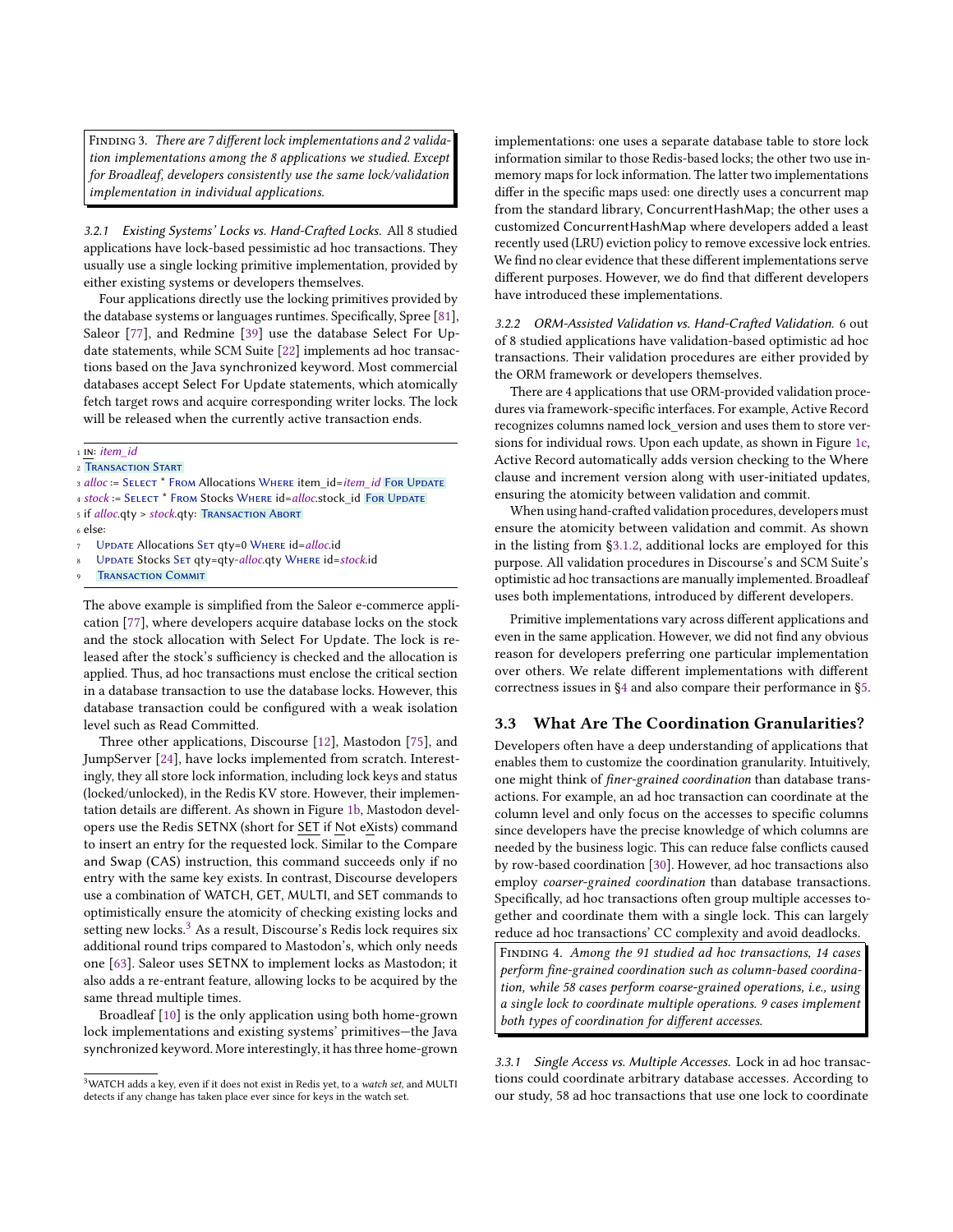> Finding 3. *There are 7 different lock implementations and 2 validation implementations among the 8 applications we studied. Except for Broadleaf, developers consistently use the same lock/validation implementation in individual applications.*

#### 3.2.1 Existing Systems' Locks vs. Hand-Crafted Locks.

All 8 studied applications have lock-based pessimistic ad hoc transactions. They usually use a single locking primitive implementation, provided by either existing systems or developers themselves.

Four applications directly use the locking primitives provided by the database systems or languages runtimes. Specifically, Spree [81], Saleor [77], and Redmine [39] use the database Select For Update statements, while SCM Suite [22] implements ad hoc transactions based on the Java synchronized keyword. Most commercial databases accept Select For Update statements, which atomically fetch target rows and acquire corresponding writer locks. The lock will be released when the currently active transaction ends.

```
1 IN: item_id
2 TRANSACTION START
3 alloc := SELECT * FROM Allocations WHERE item_id=item_id FOR UPDATE
4 stock := SELECT * FROM Stocks WHERE id=alloc.stock_id FOR UPDATE
5 if alloc.qty > stock.qty: TRANSACTION ABORT
6 else:
7     UPDATE Allocations SET qty=0 WHERE id=alloc.id
8     UPDATE Stocks SET qty=qty-alloc.qty WHERE id=stock.id
9     TRANSACTION COMMIT
```

The above example is simplified from the Saleor e-commerce application [77], where developers acquire database locks on the stock and the stock allocation with Select For Update. The lock is released after the stock's sufficiency is checked and the allocation is applied. Thus, ad hoc transactions must enclose the critical section in a database transaction to use the database locks. However, this database transaction could be configured with a weak isolation level such as Read Committed.

Three other applications, Discourse [12], Mastodon [75], and JumpServer [24], have locks implemented from scratch. Interestingly, they all store lock information, including lock keys and status (locked/unlocked), in the Redis KV store. However, their implementation details are different. As shown in Figure 1b, Mastodon developers use the Redis SETNX (short for SET if Not eXists) command to insert an entry for the requested lock. Similar to the Compare and Swap (CAS) instruction, this command succeeds only if no entry with the same key exists. In contrast, Discourse developers use a combination of WATCH, GET, MULTI, and SET commands to optimistically ensure the atomicity of checking existing locks and setting new locks.[3] As a result, Discourse's Redis lock requires six additional round trips compared to Mastodon's, which only needs one [63]. Saleor uses SETNX to implement locks as Mastodon; it also adds a re-entrant feature, allowing locks to be acquired by the same thread multiple times.

Broadleaf [10] is the only application using both home-grown lock implementations and existing systems' primitives—the Java synchronized keyword. More interestingly, it has three home-grown implementations: one uses a separate database table to store lock information similar to those Redis-based locks; the other two use in-memory maps for lock information. The latter two implementations differ in the specific maps used: one directly uses a concurrent map from the standard library, ConcurrentHashMap; the other uses a customized ConcurrentHashMap where developers added a least recently used (LRU) eviction policy to remove excessive lock entries. We find no clear evidence that these different implementations serve different purposes. However, we do find that different developers have introduced these implementations.

[3] WATCH adds a key, even if it does not exist in Redis yet, to a *watch set*, and MULTI detects if any change has taken place ever since for keys in the watch set.

#### 3.2.2 ORM-Assisted Validation vs. Hand-Crafted Validation.

6 out of 8 studied applications have validation-based optimistic ad hoc transactions. Their validation procedures are either provided by the ORM framework or developers themselves.

There are 4 applications that use ORM-provided validation procedures via framework-specific interfaces. For example, Active Record recognizes columns named lock_version and uses them to store versions for individual rows. Upon each update, as shown in Figure 1c, Active Record automatically adds version checking to the Where clause and increment version along with user-initiated updates, ensuring the atomicity between validation and commit.

When using hand-crafted validation procedures, developers must ensure the atomicity between validation and commit. As shown in the listing from §3.1.2, additional locks are employed for this purpose. All validation procedures in Discourse's and SCM Suite's optimistic ad hoc transactions are manually implemented. Broadleaf uses both implementations, introduced by different developers.

Primitive implementations vary across different applications and even in the same application. However, we did not find any obvious reason for developers preferring one particular implementation over others. We relate different implementations with different correctness issues in §4 and also compare their performance in §5.

### 3.3 What Are The Coordination Granularities?

Developers often have a deep understanding of applications that enables them to customize the coordination granularity. Intuitively, one might think of *finer-grained coordination* than database transactions. For example, an ad hoc transaction can coordinate at the column level and only focus on the accesses to specific columns since developers have the precise knowledge of which columns are needed by the business logic. This can reduce false conflicts caused by row-based coordination [30]. However, ad hoc transactions also employ *coarser-grained coordination* than database transactions. Specifically, ad hoc transactions often group multiple accesses together and coordinate them with a single lock. This can largely reduce ad hoc transactions' CC complexity and avoid deadlocks.

> Finding 4. *Among the 91 studied ad hoc transactions, 14 cases perform fine-grained coordination such as column-based coordination, while 58 cases perform coarse-grained operations, i.e., using a single lock to coordinate multiple operations. 9 cases implement both types of coordination for different accesses.*

#### 3.3.1 Single Access vs. Multiple Accesses.

Lock in ad hoc transactions could coordinate arbitrary database accesses. According to our study, 58 ad hoc transactions that use one lock to coordinate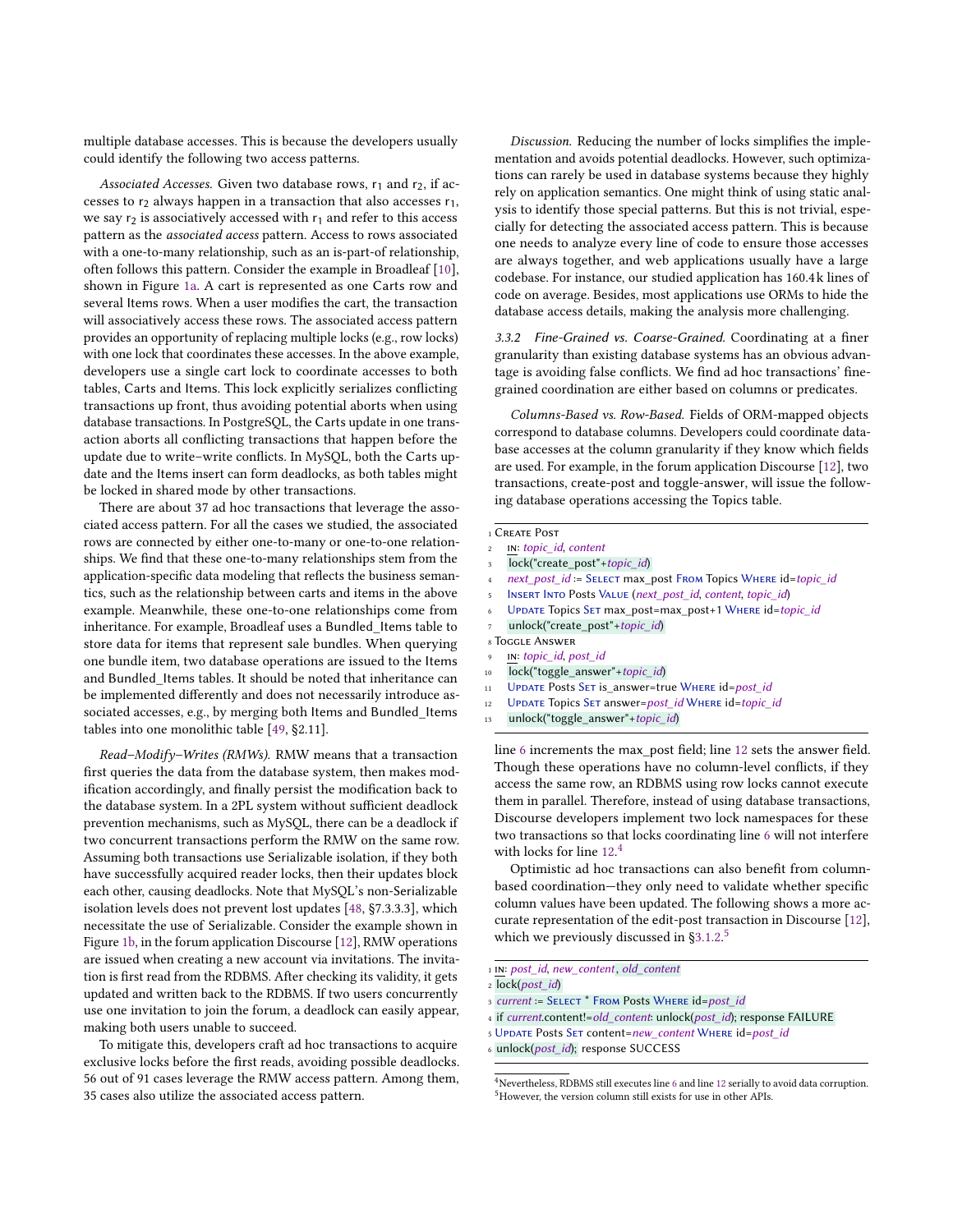multiple database accesses. This is because the developers usually could identify the following two access patterns.

*Associated Accesses.* Given two database rows, $r_1$ and $r_2$, if accesses to $r_2$ always happen in a transaction that also accesses $r_1$, we say $r_2$ is associatively accessed with $r_1$ and refer to this access pattern as the *associated access* pattern. Access to rows associated with a one-to-many relationship, such as an is-part-of relationship, often follows this pattern. Consider the example in Broadleaf [10], shown in Figure 1a. A cart is represented as one Carts row and several Items rows. When a user modifies the cart, the transaction will associatively access these rows. The associated access pattern provides an opportunity of replacing multiple locks (e.g., row locks) with one lock that coordinates these accesses. In the above example, developers use a single cart lock to coordinate accesses to both tables, Carts and Items. This lock explicitly serializes conflicting transactions up front, thus avoiding potential aborts when using database transactions. In PostgreSQL, the Carts update in one transaction aborts all conflicting transactions that happen before the update due to write–write conflicts. In MySQL, both the Carts update and the Items insert can form deadlocks, as both tables might be locked in shared mode by other transactions.

There are about 37 ad hoc transactions that leverage the associated access pattern. For all the cases we studied, the associated rows are connected by either one-to-many or one-to-one relationships. We find that these one-to-many relationships stem from the application-specific data modeling that reflects the business semantics, such as the relationship between carts and items in the above example. Meanwhile, these one-to-one relationships come from inheritance. For example, Broadleaf uses a Bundled_Items table to store data for items that represent sale bundles. When querying one bundle item, two database operations are issued to the Items and Bundled_Items tables. It should be noted that inheritance can be implemented differently and does not necessarily introduce associated accesses, e.g., by merging both Items and Bundled_Items tables into one monolithic table [49, §2.11].

*Read–Modify–Writes (RMWs).* RMW means that a transaction first queries the data from the database system, then makes modification accordingly, and finally persist the modification back to the database system. In a 2PL system without sufficient deadlock prevention mechanisms, such as MySQL, there can be a deadlock if two concurrent transactions perform the RMW on the same row. Assuming both transactions use Serializable isolation, if they both have successfully acquired reader locks, then their updates block each other, causing deadlocks. Note that MySQL's non-Serializable isolation levels does not prevent lost updates [48, §7.3.3.3], which necessitate the use of Serializable. Consider the example shown in Figure 1b, in the forum application Discourse [12], RMW operations are issued when creating a new account via invitations. The invitation is first read from the RDBMS. After checking its validity, it gets updated and written back to the RDBMS. If two users concurrently use one invitation to join the forum, a deadlock can easily appear, making both users unable to succeed.

To mitigate this, developers craft ad hoc transactions to acquire exclusive locks before the first reads, avoiding possible deadlocks. 56 out of 91 cases leverage the RMW access pattern. Among them, 35 cases also utilize the associated access pattern.

*Discussion.* Reducing the number of locks simplifies the implementation and avoids potential deadlocks. However, such optimizations can rarely be used in database systems because they highly rely on application semantics. One might think of using static analysis to identify those special patterns. But this is not trivial, especially for detecting the associated access pattern. This is because one needs to analyze every line of code to ensure those accesses are always together, and web applications usually have a large codebase. For instance, our studied application has 160.4k lines of code on average. Besides, most applications use ORMs to hide the database access details, making the analysis more challenging.

### 3.3.2 Fine-Grained vs. Coarse-Grained.

Coordinating at a finer granularity than existing database systems has an obvious advantage is avoiding false conflicts. We find ad hoc transactions' fine-grained coordination are either based on columns or predicates.

*Columns-Based vs. Row-Based.* Fields of ORM-mapped objects correspond to database columns. Developers could coordinate database accesses at the column granularity if they know which fields are used. For example, in the forum application Discourse [12], two transactions, create-post and toggle-answer, will issue the following database operations accessing the Topics table.

```
1  Create Post
2    in: topic_id, content
3    lock("create_post"+topic_id)
4    next_post_id := Select max_post From Topics Where id=topic_id
5    Insert Into Posts Value (next_post_id, content, topic_id)
6    Update Topics Set max_post=max_post+1 Where id=topic_id
7    unlock("create_post"+topic_id)
8  Toggle Answer
9    in: topic_id, post_id
10   lock("toggle_answer"+topic_id)
11   Update Posts Set is_answer=true Where id=post_id
12   Update Topics Set answer=post_id Where id=topic_id
13   unlock("toggle_answer"+topic_id)
```

line 6 increments the max_post field; line 12 sets the answer field. Though these operations have no column-level conflicts, if they access the same row, an RDBMS using row locks cannot execute them in parallel. Therefore, instead of using database transactions, Discourse developers implement two lock namespaces for these two transactions so that locks coordinating line 6 will not interfere with locks for line 12.[4]

Optimistic ad hoc transactions can also benefit from column-based coordination—they only need to validate whether specific column values have been updated. The following shows a more accurate representation of the edit-post transaction in Discourse [12], which we previously discussed in §3.1.2.[5]

```
1 in: post_id, new_content, old_content
2 lock(post_id)
3 current := Select * From Posts Where id=post_id
4 if current.content!=old_content: unlock(post_id); response FAILURE
5 Update Posts Set content=new_content Where id=post_id
6 unlock(post_id); response SUCCESS
```

[4] Nevertheless, RDBMS still executes line 6 and line 12 serially to avoid data corruption.
[5] However, the version column still exists for use in other APIs.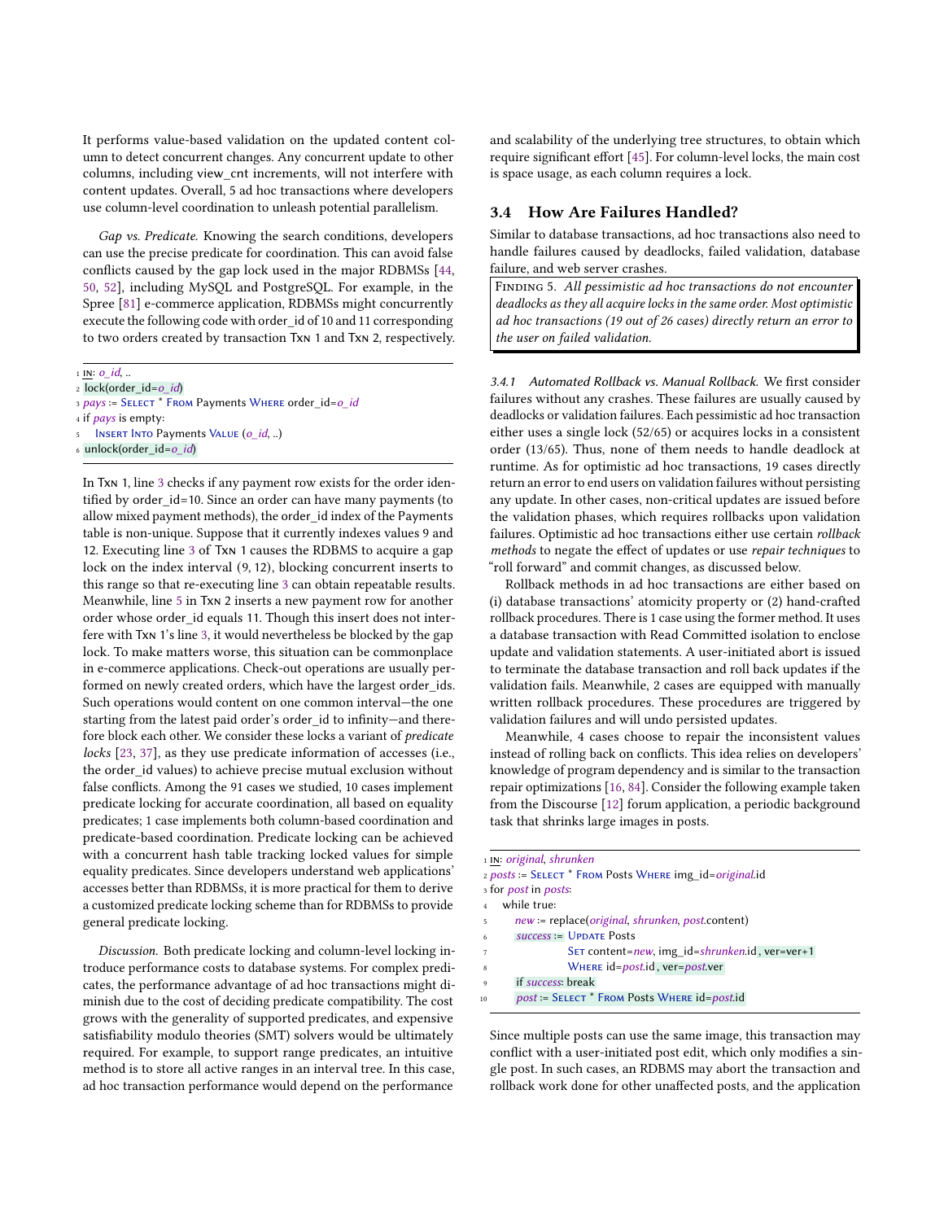It performs value-based validation on the updated content column to detect concurrent changes. Any concurrent update to other columns, including view_cnt increments, will not interfere with content updates. Overall, 5 ad hoc transactions where developers use column-level coordination to unleash potential parallelism.

*Gap vs. Predicate.* Knowing the search conditions, developers can use the precise predicate for coordination. This can avoid false conflicts caused by the gap lock used in the major RDBMSs [44, 50, 52], including MySQL and PostgreSQL. For example, in the Spree [81] e-commerce application, RDBMSs might concurrently execute the following code with order_id of 10 and 11 corresponding to two orders created by transaction Txn 1 and Txn 2, respectively.

```
1 in: o_id, ..
2 lock(order_id=o_id)
3 pays := Select * From Payments Where order_id=o_id
4 if pays is empty:
5     Insert Into Payments Value (o_id, ..)
6 unlock(order_id=o_id)
```

In Txn 1, line 3 checks if any payment row exists for the order identified by order_id=10. Since an order can have many payments (to allow mixed payment methods), the order_id index of the Payments table is non-unique. Suppose that it currently indexes values 9 and 12. Executing line 3 of Txn 1 causes the RDBMS to acquire a gap lock on the index interval (9, 12), blocking concurrent inserts to this range so that re-executing line 3 can obtain repeatable results. Meanwhile, line 5 in Txn 2 inserts a new payment row for another order whose order_id equals 11. Though this insert does not interfere with Txn 1's line 3, it would nevertheless be blocked by the gap lock. To make matters worse, this situation can be commonplace in e-commerce applications. Check-out operations are usually performed on newly created orders, which have the largest order_ids. Such operations would content on one common interval—the one starting from the latest paid order's order_id to infinity—and therefore block each other. We consider these locks a variant of *predicate locks* [23, 37], as they use predicate information of accesses (i.e., the order_id values) to achieve precise mutual exclusion without false conflicts. Among the 91 cases we studied, 10 cases implement predicate locking for accurate coordination, all based on equality predicates; 1 case implements both column-based coordination and predicate-based coordination. Predicate locking can be achieved with a concurrent hash table tracking locked values for simple equality predicates. Since developers understand web applications' accesses better than RDBMSs, it is more practical for them to derive a customized predicate locking scheme than for RDBMSs to provide general predicate locking.

*Discussion.* Both predicate locking and column-level locking introduce performance costs to database systems. For complex predicates, the performance advantage of ad hoc transactions might diminish due to the cost of deciding predicate compatibility. The cost grows with the generality of supported predicates, and expensive satisfiability modulo theories (SMT) solvers would be ultimately required. For example, to support range predicates, an intuitive method is to store all active ranges in an interval tree. In this case, ad hoc transaction performance would depend on the performance and scalability of the underlying tree structures, to obtain which require significant effort [45]. For column-level locks, the main cost is space usage, as each column requires a lock.

## 3.4 How Are Failures Handled?

Similar to database transactions, ad hoc transactions also need to handle failures caused by deadlocks, failed validation, database failure, and web server crashes.

> Finding 5. *All pessimistic ad hoc transactions do not encounter deadlocks as they all acquire locks in the same order. Most optimistic ad hoc transactions (19 out of 26 cases) directly return an error to the user on failed validation.*

### 3.4.1 Automated Rollback vs. Manual Rollback.

We first consider failures without any crashes. These failures are usually caused by deadlocks or validation failures. Each pessimistic ad hoc transaction either uses a single lock (52/65) or acquires locks in a consistent order (13/65). Thus, none of them needs to handle deadlock at runtime. As for optimistic ad hoc transactions, 19 cases directly return an error to end users on validation failures without persisting any update. In other cases, non-critical updates are issued before the validation phases, which requires rollbacks upon validation failures. Optimistic ad hoc transactions either use certain *rollback methods* to negate the effect of updates or use *repair techniques* to "roll forward" and commit changes, as discussed below.

Rollback methods in ad hoc transactions are either based on (i) database transactions' atomicity property or (2) hand-crafted rollback procedures. There is 1 case using the former method. It uses a database transaction with Read Committed isolation to enclose update and validation statements. A user-initiated abort is issued to terminate the database transaction and roll back updates if the validation fails. Meanwhile, 2 cases are equipped with manually written rollback procedures. These procedures are triggered by validation failures and will undo persisted updates.

Meanwhile, 4 cases choose to repair the inconsistent values instead of rolling back on conflicts. This idea relies on developers' knowledge of program dependency and is similar to the transaction repair optimizations [16, 84]. Consider the following example taken from the Discourse [12] forum application, a periodic background task that shrinks large images in posts.

```
1  in: original, shrunken
2  posts := Select * From Posts Where img_id=original.id
3  for post in posts:
4      while true:
5          new := replace(original, shrunken, post.content)
6          success := Update Posts
7                     Set content=new, img_id=shrunken.id, ver=ver+1
8                     Where id=post.id, ver=post.ver
9          if success: break
10         post := Select * From Posts Where id=post.id
```

Since multiple posts can use the same image, this transaction may conflict with a user-initiated post edit, which only modifies a single post. In such cases, an RDBMS may abort the transaction and rollback work done for other unaffected posts, and the application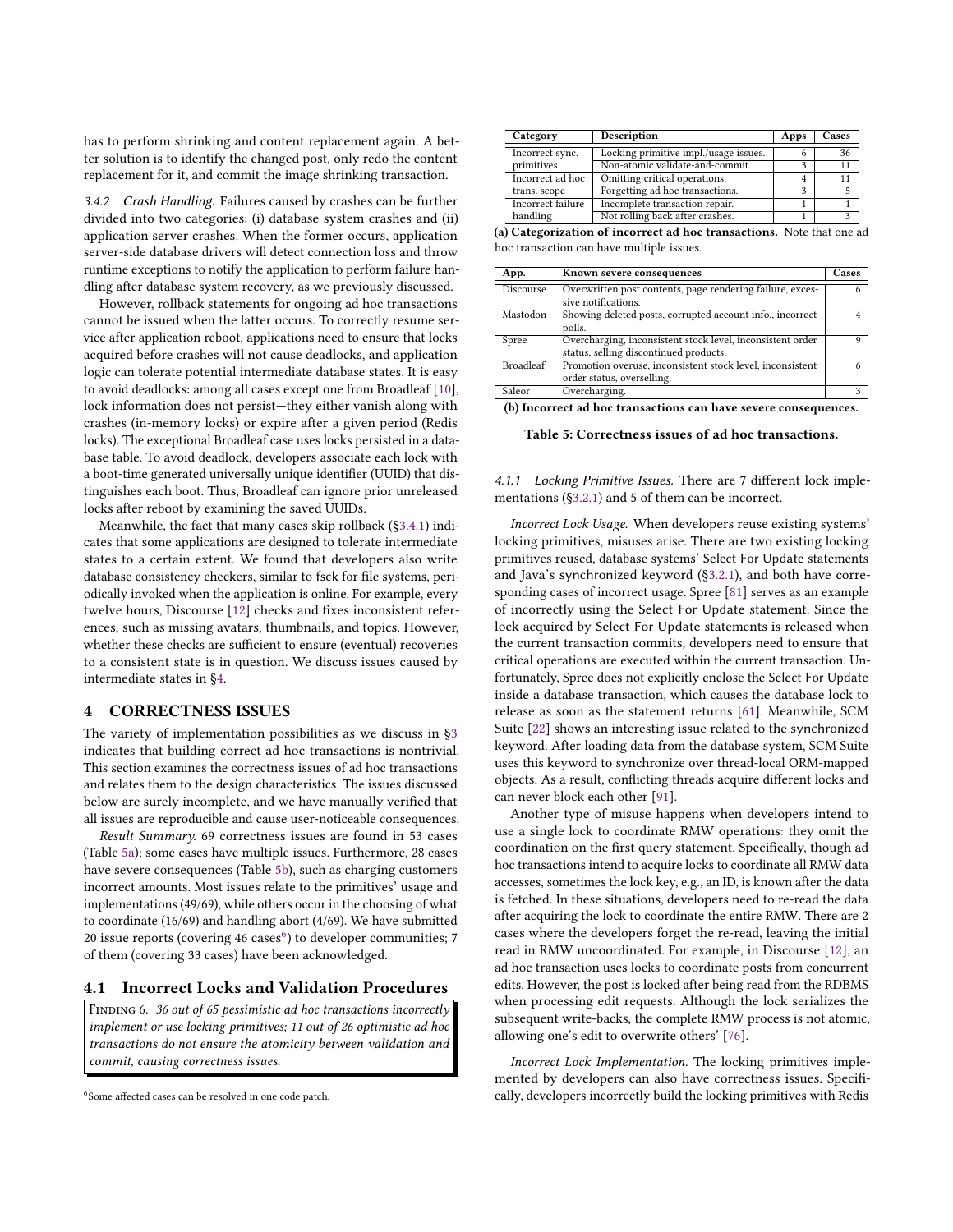has to perform shrinking and content replacement again. A better solution is to identify the changed post, only redo the content replacement for it, and commit the image shrinking transaction.

*3.4.2 Crash Handling.* Failures caused by crashes can be further divided into two categories: (i) database system crashes and (ii) application server crashes. When the former occurs, application server-side database drivers will detect connection loss and throw runtime exceptions to notify the application to perform failure handling after database system recovery, as we previously discussed.

However, rollback statements for ongoing ad hoc transactions cannot be issued when the latter occurs. To correctly resume service after application reboot, applications need to ensure that locks acquired before crashes will not cause deadlocks, and application logic can tolerate potential intermediate database states. It is easy to avoid deadlocks: among all cases except one from Broadleaf [10], lock information does not persist—they either vanish along with crashes (in-memory locks) or expire after a given period (Redis locks). The exceptional Broadleaf case uses locks persisted in a database table. To avoid deadlock, developers associate each lock with a boot-time generated universally unique identifier (UUID) that distinguishes each boot. Thus, Broadleaf can ignore prior unreleased locks after reboot by examining the saved UUIDs.

Meanwhile, the fact that many cases skip rollback (§3.4.1) indicates that some applications are designed to tolerate intermediate states to a certain extent. We found that developers also write database consistency checkers, similar to fsck for file systems, periodically invoked when the application is online. For example, every twelve hours, Discourse [12] checks and fixes inconsistent references, such as missing avatars, thumbnails, and topics. However, whether these checks are sufficient to ensure (eventual) recoveries to a consistent state is in question. We discuss issues caused by intermediate states in §4.

## 4 CORRECTNESS ISSUES

The variety of implementation possibilities as we discuss in §3 indicates that building correct ad hoc transactions is nontrivial. This section examines the correctness issues of ad hoc transactions and relates them to the design characteristics. The issues discussed below are surely incomplete, and we have manually verified that all issues are reproducible and cause user-noticeable consequences.

*Result Summary.* 69 correctness issues are found in 53 cases (Table 5a); some cases have multiple issues. Furthermore, 28 cases have severe consequences (Table 5b), such as charging customers incorrect amounts. Most issues relate to the primitives' usage and implementations (49/69), while others occur in the choosing of what to coordinate (16/69) and handling abort (4/69). We have submitted 20 issue reports (covering 46 cases[6]) to developer communities; 7 of them (covering 33 cases) have been acknowledged.

### 4.1 Incorrect Locks and Validation Procedures

> FINDING 6. *36 out of 65 pessimistic ad hoc transactions incorrectly implement or use locking primitives; 11 out of 26 optimistic ad hoc transactions do not ensure the atomicity between validation and commit, causing correctness issues.*

[6] Some affected cases can be resolved in one code patch.

| Category | Description | Apps | Cases |
|---|---|---|---|
| Incorrect sync. primitives | Locking primitive impl./usage issues. | 6 | 36 |
| | Non-atomic validate-and-commit. | 3 | 11 |
| Incorrect ad hoc trans. scope | Omitting critical operations. | 4 | 11 |
| | Forgetting ad hoc transactions. | 3 | 5 |
| Incorrect failure handling | Incomplete transaction repair. | 1 | 1 |
| | Not rolling back after crashes. | 1 | 3 |

**(a) Categorization of incorrect ad hoc transactions.** Note that one ad hoc transaction can have multiple issues.

| App. | Known severe consequences | Cases |
|---|---|---|
| Discourse | Overwritten post contents, page rendering failure, excessive notifications. | 6 |
| Mastodon | Showing deleted posts, corrupted account info., incorrect polls. | 4 |
| Spree | Overcharging, inconsistent stock level, inconsistent order status, selling discontinued products. | 9 |
| Broadleaf | Promotion overuse, inconsistent stock level, inconsistent order status, overselling. | 6 |
| Saleor | Overcharging. | 3 |

**(b) Incorrect ad hoc transactions can have severe consequences.**

**Table 5: Correctness issues of ad hoc transactions.**

*4.1.1 Locking Primitive Issues.* There are 7 different lock implementations (§3.2.1) and 5 of them can be incorrect.

*Incorrect Lock Usage.* When developers reuse existing systems' locking primitives, misuses arise. There are two existing locking primitives reused, database systems' Select For Update statements and Java's synchronized keyword (§3.2.1), and both have corresponding cases of incorrect usage. Spree [81] serves as an example of incorrectly using the Select For Update statement. Since the lock acquired by Select For Update statements is released when the current transaction commits, developers need to ensure that critical operations are executed within the current transaction. Unfortunately, Spree does not explicitly enclose the Select For Update inside a database transaction, which causes the database lock to release as soon as the statement returns [61]. Meanwhile, SCM Suite [22] shows an interesting issue related to the synchronized keyword. After loading data from the database system, SCM Suite uses this keyword to synchronize over thread-local ORM-mapped objects. As a result, conflicting threads acquire different locks and can never block each other [91].

Another type of misuse happens when developers intend to use a single lock to coordinate RMW operations: they omit the coordination on the first query statement. Specifically, though ad hoc transactions intend to acquire locks to coordinate all RMW data accesses, sometimes the lock key, e.g., an ID, is known after the data is fetched. In these situations, developers need to re-read the data after acquiring the lock to coordinate the entire RMW. There are 2 cases where the developers forget the re-read, leaving the initial read in RMW uncoordinated. For example, in Discourse [12], an ad hoc transaction uses locks to coordinate posts from concurrent edits. However, the post is locked after being read from the RDBMS when processing edit requests. Although the lock serializes the subsequent write-backs, the complete RMW process is not atomic, allowing one's edit to overwrite others' [76].

*Incorrect Lock Implementation.* The locking primitives implemented by developers can also have correctness issues. Specifically, developers incorrectly build the locking primitives with Redis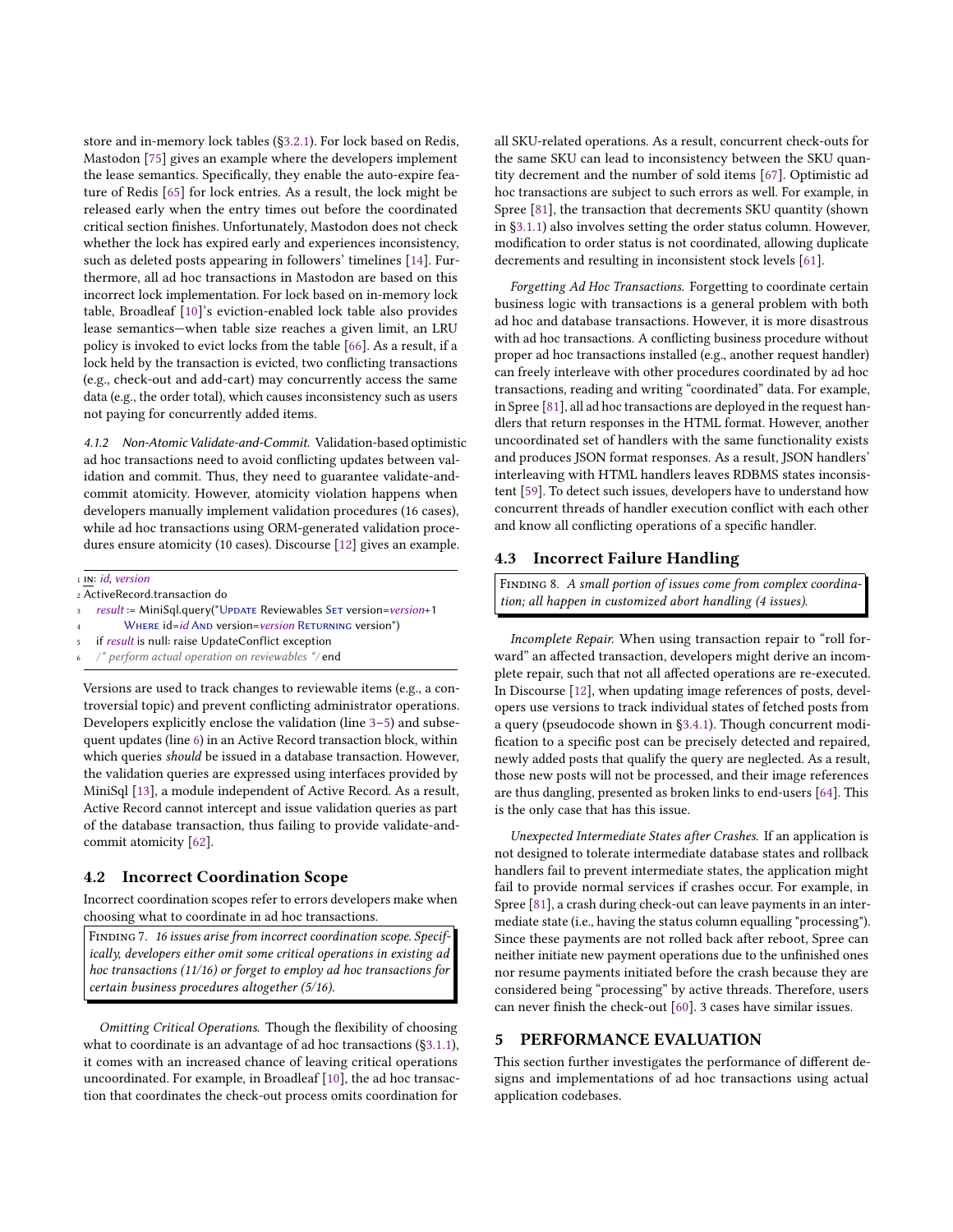store and in-memory lock tables (§3.2.1). For lock based on Redis, Mastodon [75] gives an example where the developers implement the lease semantics. Specifically, they enable the auto-expire feature of Redis [65] for lock entries. As a result, the lock might be released early when the entry times out before the coordinated critical section finishes. Unfortunately, Mastodon does not check whether the lock has expired early and experiences inconsistency, such as deleted posts appearing in followers' timelines [14]. Furthermore, all ad hoc transactions in Mastodon are based on this incorrect lock implementation. For lock based on in-memory lock table, Broadleaf [10]'s eviction-enabled lock table also provides lease semantics—when table size reaches a given limit, an LRU policy is invoked to evict locks from the table [66]. As a result, if a lock held by the transaction is evicted, two conflicting transactions (e.g., check-out and add-cart) may concurrently access the same data (e.g., the order total), which causes inconsistency such as users not paying for concurrently added items.

#### 4.1.2 Non-Atomic Validate-and-Commit.

Validation-based optimistic ad hoc transactions need to avoid conflicting updates between validation and commit. Thus, they need to guarantee validate-and-commit atomicity. However, atomicity violation happens when developers manually implement validation procedures (16 cases), while ad hoc transactions using ORM-generated validation procedures ensure atomicity (10 cases). Discourse [12] gives an example.

```
1 IN: id, version
2 ActiveRecord.transaction do
3   result := MiniSql.query("UPDATE Reviewables SET version=version+1
4        WHERE id=id AND version=version RETURNING version")
5   if result is null: raise UpdateConflict exception
6   /* perform actual operation on reviewables */ end
```

Versions are used to track changes to reviewable items (e.g., a controversial topic) and prevent conflicting administrator operations. Developers explicitly enclose the validation (line 3–5) and subsequent updates (line 6) in an Active Record transaction block, within which queries *should* be issued in a database transaction. However, the validation queries are expressed using interfaces provided by MiniSql [13], a module independent of Active Record. As a result, Active Record cannot intercept and issue validation queries as part of the database transaction, thus failing to provide validate-and-commit atomicity [62].

## 4.2 Incorrect Coordination Scope

Incorrect coordination scopes refer to errors developers make when choosing what to coordinate in ad hoc transactions.

> FINDING 7. *16 issues arise from incorrect coordination scope. Specifically, developers either omit some critical operations in existing ad hoc transactions (11/16) or forget to employ ad hoc transactions for certain business procedures altogether (5/16).*

*Omitting Critical Operations.* Though the flexibility of choosing what to coordinate is an advantage of ad hoc transactions (§3.1.1), it comes with an increased chance of leaving critical operations uncoordinated. For example, in Broadleaf [10], the ad hoc transaction that coordinates the check-out process omits coordination for all SKU-related operations. As a result, concurrent check-outs for the same SKU can lead to inconsistency between the SKU quantity decrement and the number of sold items [67]. Optimistic ad hoc transactions are subject to such errors as well. For example, in Spree [81], the transaction that decrements SKU quantity (shown in §3.1.1) also involves setting the order status column. However, modification to order status is not coordinated, allowing duplicate decrements and resulting in inconsistent stock levels [61].

*Forgetting Ad Hoc Transactions.* Forgetting to coordinate certain business logic with transactions is a general problem with both ad hoc and database transactions. However, it is more disastrous with ad hoc transactions. A conflicting business procedure without proper ad hoc transactions installed (e.g., another request handler) can freely interleave with other procedures coordinated by ad hoc transactions, reading and writing "coordinated" data. For example, in Spree [81], all ad hoc transactions are deployed in the request handlers that return responses in the HTML format. However, another uncoordinated set of handlers with the same functionality exists and produces JSON format responses. As a result, JSON handlers' interleaving with HTML handlers leaves RDBMS states inconsistent [59]. To detect such issues, developers have to understand how concurrent threads of handler execution conflict with each other and know all conflicting operations of a specific handler.

## 4.3 Incorrect Failure Handling

> FINDING 8. *A small portion of issues come from complex coordination; all happen in customized abort handling (4 issues).*

*Incomplete Repair.* When using transaction repair to "roll forward" an affected transaction, developers might derive an incomplete repair, such that not all affected operations are re-executed. In Discourse [12], when updating image references of posts, developers use versions to track individual states of fetched posts from a query (pseudocode shown in §3.4.1). Though concurrent modification to a specific post can be precisely detected and repaired, newly added posts that qualify the query are neglected. As a result, those new posts will not be processed, and their image references are thus dangling, presented as broken links to end-users [64]. This is the only case that has this issue.

*Unexpected Intermediate States after Crashes.* If an application is not designed to tolerate intermediate database states and rollback handlers fail to prevent intermediate states, the application might fail to provide normal services if crashes occur. For example, in Spree [81], a crash during check-out can leave payments in an intermediate state (i.e., having the status column equalling "processing"). Since these payments are not rolled back after reboot, Spree can neither initiate new payment operations due to the unfinished ones nor resume payments initiated before the crash because they are considered being "processing" by active threads. Therefore, users can never finish the check-out [60]. 3 cases have similar issues.

# 5 PERFORMANCE EVALUATION

This section further investigates the performance of different designs and implementations of ad hoc transactions using actual application codebases.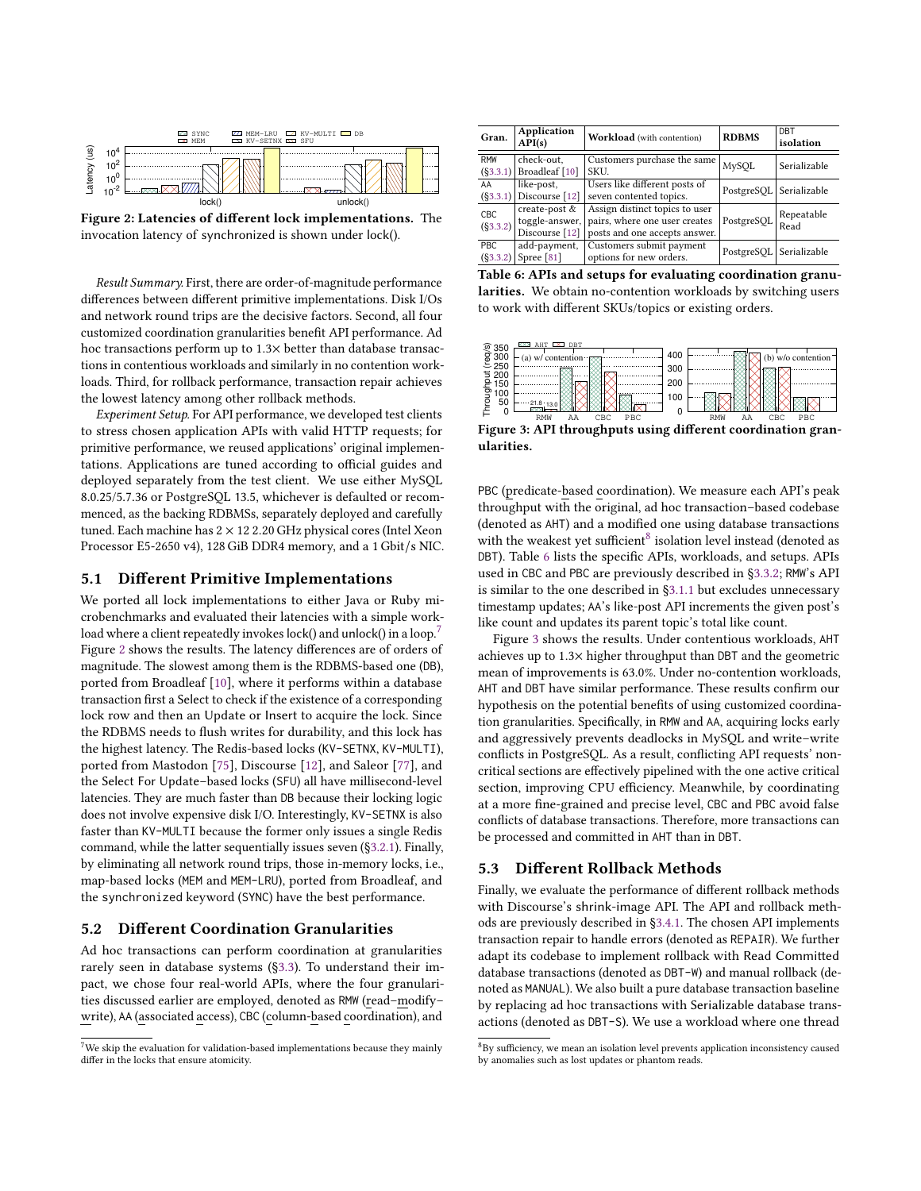SYNC MEM MEM-LRU KV-SETNX KV-MULTI SFU DB

Latency (us)

$10^4$ $10^2$ $10^0$ $10^{-2}$

lock() unlock()

**Figure 2: Latencies of different lock implementations.** The invocation latency of synchronized is shown under lock().

*Result Summary.* First, there are order-of-magnitude performance differences between different primitive implementations. Disk I/Os and network round trips are the decisive factors. Second, all four customized coordination granularities benefit API performance. Ad hoc transactions perform up to 1.3× better than database transactions in contentious workloads and similarly in no contention workloads. Third, for rollback performance, transaction repair achieves the lowest latency among other rollback methods.

*Experiment Setup.* For API performance, we developed test clients to stress chosen application APIs with valid HTTP requests; for primitive performance, we reused applications' original implementations. Applications are tuned according to official guides and deployed separately from the test client. We use either MySQL 8.0.25/5.7.36 or PostgreSQL 13.5, whichever is defaulted or recommenced, as the backing RDBMSs, separately deployed and carefully tuned. Each machine has 2 × 12 2.20 GHz physical cores (Intel Xeon Processor E5-2650 v4), 128 GiB DDR4 memory, and a 1 Gbit/s NIC.

## 5.1 Different Primitive Implementations

We ported all lock implementations to either Java or Ruby microbenchmarks and evaluated their latencies with a simple workload where a client repeatedly invokes lock() and unlock() in a loop.[7] Figure 2 shows the results. The latency differences are of orders of magnitude. The slowest among them is the RDBMS-based one (DB), ported from Broadleaf [10], where it performs within a database transaction first a Select to check if the existence of a corresponding lock row and then an Update or Insert to acquire the lock. Since the RDBMS needs to flush writes for durability, and this lock has the highest latency. The Redis-based locks (KV-SETNX, KV-MULTI), ported from Mastodon [75], Discourse [12], and Saleor [77], and the Select For Update–based locks (SFU) all have millisecond-level latencies. They are much faster than DB because their locking logic does not involve expensive disk I/O. Interestingly, KV-SETNX is also faster than KV-MULTI because the former only issues a single Redis command, while the latter sequentially issues seven (§3.2.1). Finally, by eliminating all network round trips, those in-memory locks, i.e., map-based locks (MEM and MEM-LRU), ported from Broadleaf, and the synchronized keyword (SYNC) have the best performance.

## 5.2 Different Coordination Granularities

Ad hoc transactions can perform coordination at granularities rarely seen in database systems (§3.3). To understand their impact, we chose four real-world APIs, where the four granularities discussed earlier are employed, denoted as RMW (read–modify–write), AA (associated access), CBC (column-based coordination), and PBC (predicate-based coordination). We measure each API's peak throughput with the original, ad hoc transaction–based codebase (denoted as AHT) and a modified one using database transactions with the weakest yet sufficient[8] isolation level instead (denoted as DBT). Table 6 lists the specific APIs, workloads, and setups. APIs used in CBC and PBC are previously described in §3.3.2; RMW's API is similar to the one described in §3.1.1 but excludes unnecessary timestamp updates; AA's like-post API increments the given post's like count and updates its parent topic's total like count.

| Gran. | Application API(s) | Workload (with contention) | RDBMS | DBT isolation |
|---|---|---|---|---|
| RMW (§3.3.1) | check-out, Broadleaf [10] | Customers purchase the same SKU. | MySQL | Serializable |
| AA (§3.3.1) | like-post, Discourse [12] | Users like different posts of seven contented topics. | PostgreSQL | Serializable |
| CBC (§3.3.2) | create-post & toggle-answer, Discourse [12] | Assign distinct topics to user pairs, where one user creates posts and one accepts answer. | PostgreSQL | Repeatable Read |
| PBC (§3.3.2) | add-payment, Spree [81] | Customers submit payment options for new orders. | PostgreSQL | Serializable |

**Table 6: APIs and setups for evaluating coordination granularities.** We obtain no-contention workloads by switching users to work with different SKUs/topics or existing orders.

AHT DBT

Throughput (req/s)

(a) w/ contention

350 300 250 200 150 100 50 0

21.8 13.0

RMW AA CBC PBC

(b) w/o contention

400 300 200 100 0

RMW AA CBC PBC

**Figure 3: API throughputs using different coordination granularities.**

Figure 3 shows the results. Under contentious workloads, AHT achieves up to 1.3× higher throughput than DBT and the geometric mean of improvements is 63.0%. Under no-contention workloads, AHT and DBT have similar performance. These results confirm our hypothesis on the potential benefits of using customized coordination granularities. Specifically, in RMW and AA, acquiring locks early and aggressively prevents deadlocks in MySQL and write–write conflicts in PostgreSQL. As a result, conflicting API requests' non-critical sections are effectively pipelined with the one active critical section, improving CPU efficiency. Meanwhile, by coordinating at a more fine-grained and precise level, CBC and PBC avoid false conflicts of database transactions. Therefore, more transactions can be processed and committed in AHT than in DBT.

## 5.3 Different Rollback Methods

Finally, we evaluate the performance of different rollback methods with Discourse's shrink-image API. The API and rollback methods are previously described in §3.4.1. The chosen API implements transaction repair to handle errors (denoted as REPAIR). We further adapt its codebase to implement rollback with Read Committed database transactions (denoted as DBT-W) and manual rollback (denoted as MANUAL). We also built a pure database transaction baseline by replacing ad hoc transactions with Serializable database transactions (denoted as DBT-S). We use a workload where one thread

[7] We skip the evaluation for validation-based implementations because they mainly differ in the locks that ensure atomicity.

[8] By sufficiency, we mean an isolation level prevents application inconsistency caused by anomalies such as lost updates or phantom reads.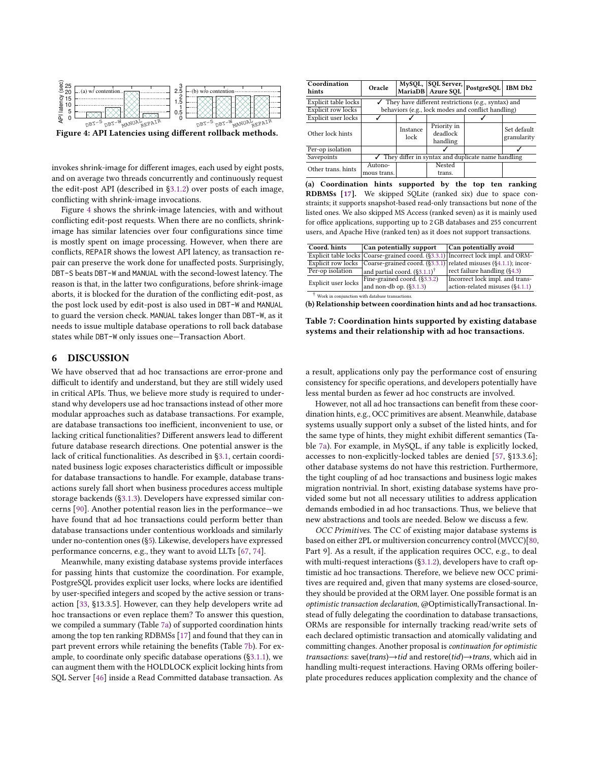API latency (sec)

(a) w/ contention

25
20
15
10
5
0

DBT-S DBT-W MANUAL REPAIR

(b) w/o contention

3
2.5
2
1.5
1
0.5
0

DBT-S DBT-W MANUAL REPAIR

**Figure 4: API Latencies using different rollback methods.**

invokes shrink-image for different images, each used by eight posts, and on average two threads concurrently and continuously request the edit-post API (described in §3.1.2) over posts of each image, conflicting with shrink-image invocations.

Figure 4 shows the shrink-image latencies, with and without conflicting edit-post requests. When there are no conflicts, shrink-image has similar latencies over four configurations since time is mostly spent on image processing. However, when there are conflicts, REPAIR shows the lowest API latency, as transaction repair can preserve the work done for unaffected posts. Surprisingly, DBT-S beats DBT-W and MANUAL with the second-lowest latency. The reason is that, in the latter two configurations, before shrink-image aborts, it is blocked for the duration of the conflicting edit-post, as the post lock used by edit-post is also used in DBT-W and MANUAL to guard the version check. MANUAL takes longer than DBT-W, as it needs to issue multiple database operations to roll back database states while DBT-W only issues one—Transaction Abort.

# 6 DISCUSSION

We have observed that ad hoc transactions are error-prone and difficult to identify and understand, but they are still widely used in critical APIs. Thus, we believe more study is required to understand why developers use ad hoc transactions instead of other more modular approaches such as database transactions. For example, are database transactions too inefficient, inconvenient to use, or lacking critical functionalities? Different answers lead to different future database research directions. One potential answer is the lack of critical functionalities. As described in §3.1, certain coordinated business logic exposes characteristics difficult or impossible for database transactions to handle. For example, database transactions surely fall short when business procedures access multiple storage backends (§3.1.3). Developers have expressed similar concerns [90]. Another potential reason lies in the performance—we have found that ad hoc transactions could perform better than database transactions under contentious workloads and similarly under no-contention ones (§5). Likewise, developers have expressed performance concerns, e.g., they want to avoid LLTs [67, 74].

Meanwhile, many existing database systems provide interfaces for passing hints that customize the coordination. For example, PostgreSQL provides explicit user locks, where locks are identified by user-specified integers and scoped by the active session or transaction [33, §13.3.5]. However, can they help developers write ad hoc transactions or even replace them? To answer this question, we compiled a summary (Table 7a) of supported coordination hints among the top ten ranking RDBMSs [17] and found that they can in part prevent errors while retaining the benefits (Table 7b). For example, to coordinate only specific database operations (§3.1.1), we can augment them with the HOLDLOCK explicit locking hints from SQL Server [46] inside a Read Committed database transaction. As

| Coordination hints | Oracle | MySQL, MariaDB | SQL Server, Azure SQL | PostgreSQL | IBM Db2 |
|---|---|---|---|---|---|
| Explicit table locks | ✓ They have different restrictions (e.g., syntax) and | | | | |
| Explicit row locks | behaviors (e.g., lock modes and conflict handling) | | | | |
| Explicit user locks | ✓ | ✓ | | ✓ | |
| Other lock hints | | Instance lock | Priority in deadlock handling | | Set default granularity |
| Per-op isolation | | | ✓ | | ✓ |
| Savepoints | ✓ They differ in syntax and duplicate name handling | | | | |
| Other trans. hints | Autonomous trans. | | Nested trans. | | |

**(a) Coordination hints supported by the top ten ranking RDBMSs [17].** We skipped SQLite (ranked six) due to space constraints; it supports snapshot-based read-only transactions but none of the listed ones. We also skipped MS Access (ranked seven) as it is mainly used for office applications, supporting up to 2 GB databases and 255 concurrent users, and Apache Hive (ranked ten) as it does not support transactions.

| Coord. hints | Can potentially support | Can potentially avoid |
|---|---|---|
| Explicit table locks | Coarse-grained coord. (§3.3.1) | Incorrect lock impl. and ORM-related misuses (§4.1.1); incorrect failure handling (§4.3) |
| Explicit row locks | Coarse-grained coord. (§3.3.1) | |
| Per-op isolation | and partial coord. (§3.1.1)† | |
| Explicit user locks | Fine-grained coord. (§3.3.2) and non-db op. (§3.1.3) | Incorrect lock impl. and transaction-related misuses (§4.1.1) |

† Work in conjunction with database transactions.

**(b) Relationship between coordination hints and ad hoc transactions.**

**Table 7: Coordination hints supported by existing database systems and their relationship with ad hoc transactions.**

a result, applications only pay the performance cost of ensuring consistency for specific operations, and developers potentially have less mental burden as fewer ad hoc constructs are involved.

However, not all ad hoc transactions can benefit from these coordination hints, e.g., OCC primitives are absent. Meanwhile, database systems usually support only a subset of the listed hints, and for the same type of hints, they might exhibit different semantics (Table 7a). For example, in MySQL, if any table is explicitly locked, accesses to non-explicitly-locked tables are denied [57, §13.3.6]; other database systems do not have this restriction. Furthermore, the tight coupling of ad hoc transactions and business logic makes migration nontrivial. In short, existing database systems have provided some but not all necessary utilities to address application demands embodied in ad hoc transactions. Thus, we believe that new abstractions and tools are needed. Below we discuss a few.

*OCC Primitives.* The CC of existing major database systems is based on either 2PL or multiversion concurrency control (MVCC)[80, Part 9]. As a result, if the application requires OCC, e.g., to deal with multi-request interactions (§3.1.2), developers have to craft optimistic ad hoc transactions. Therefore, we believe new OCC primitives are required and, given that many systems are closed-source, they should be provided at the ORM layer. One possible format is an *optimistic transaction declaration*, @OptimisticallyTransactional. Instead of fully delegating the coordination to database transactions, ORMs are responsible for internally tracking read/write sets of each declared optimistic transaction and atomically validating and committing changes. Another proposal is *continuation for optimistic transactions*: save(*trans*)→*tid* and restore(*tid*)→*trans*, which aid in handling multi-request interactions. Having ORMs offering boilerplate procedures reduces application complexity and the chance of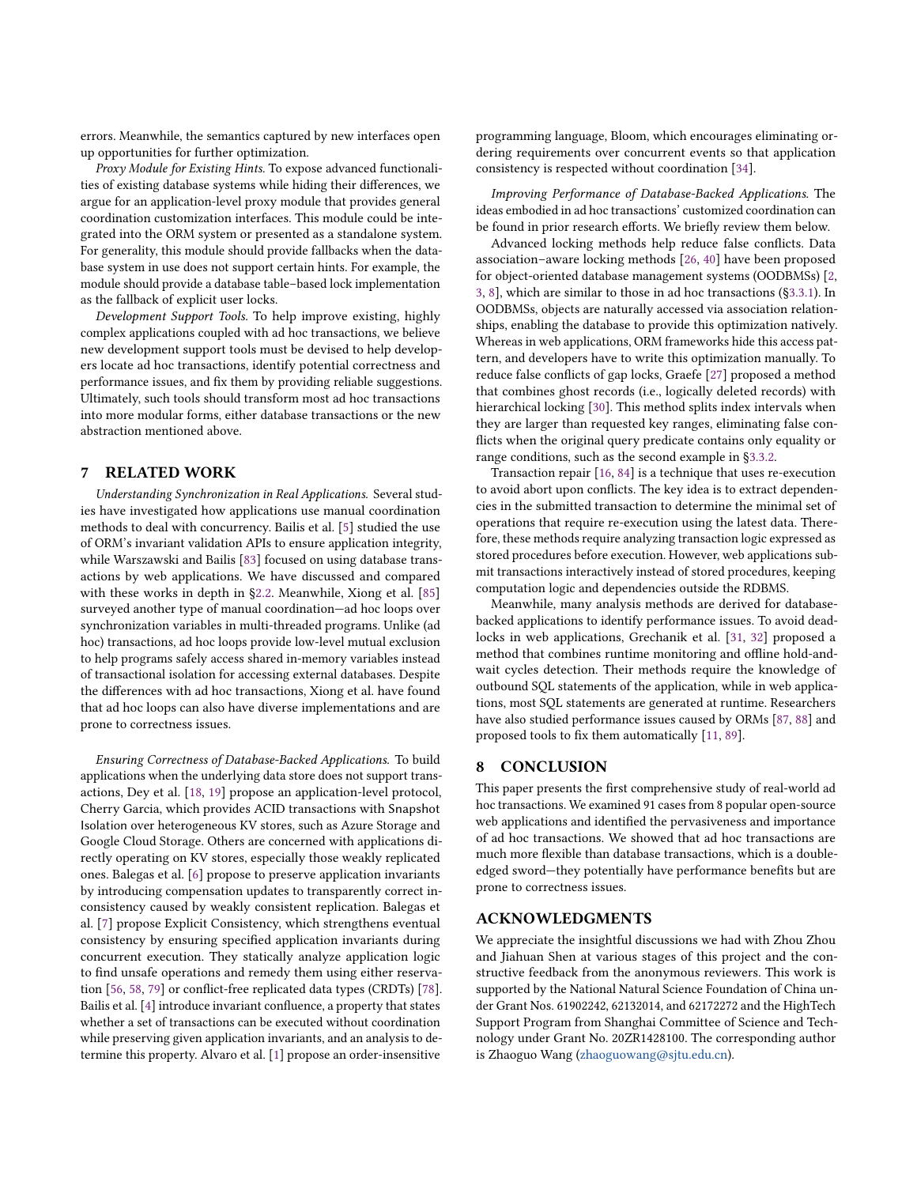errors. Meanwhile, the semantics captured by new interfaces open up opportunities for further optimization.

*Proxy Module for Existing Hints.* To expose advanced functionalities of existing database systems while hiding their differences, we argue for an application-level proxy module that provides general coordination customization interfaces. This module could be integrated into the ORM system or presented as a standalone system. For generality, this module should provide fallbacks when the database system in use does not support certain hints. For example, the module should provide a database table–based lock implementation as the fallback of explicit user locks.

*Development Support Tools.* To help improve existing, highly complex applications coupled with ad hoc transactions, we believe new development support tools must be devised to help developers locate ad hoc transactions, identify potential correctness and performance issues, and fix them by providing reliable suggestions. Ultimately, such tools should transform most ad hoc transactions into more modular forms, either database transactions or the new abstraction mentioned above.

## 7 RELATED WORK

*Understanding Synchronization in Real Applications.* Several studies have investigated how applications use manual coordination methods to deal with concurrency. Bailis et al. [5] studied the use of ORM's invariant validation APIs to ensure application integrity, while Warszawski and Bailis [83] focused on using database transactions by web applications. We have discussed and compared with these works in depth in §2.2. Meanwhile, Xiong et al. [85] surveyed another type of manual coordination—ad hoc loops over synchronization variables in multi-threaded programs. Unlike (ad hoc) transactions, ad hoc loops provide low-level mutual exclusion to help programs safely access shared in-memory variables instead of transactional isolation for accessing external databases. Despite the differences with ad hoc transactions, Xiong et al. have found that ad hoc loops can also have diverse implementations and are prone to correctness issues.

*Ensuring Correctness of Database-Backed Applications.* To build applications when the underlying data store does not support transactions, Dey et al. [18, 19] propose an application-level protocol, Cherry Garcia, which provides ACID transactions with Snapshot Isolation over heterogeneous KV stores, such as Azure Storage and Google Cloud Storage. Others are concerned with applications directly operating on KV stores, especially those weakly replicated ones. Balegas et al. [6] propose to preserve application invariants by introducing compensation updates to transparently correct inconsistency caused by weakly consistent replication. Balegas et al. [7] propose Explicit Consistency, which strengthens eventual consistency by ensuring specified application invariants during concurrent execution. They statically analyze application logic to find unsafe operations and remedy them using either reservation [56, 58, 79] or conflict-free replicated data types (CRDTs) [78]. Bailis et al. [4] introduce invariant confluence, a property that states whether a set of transactions can be executed without coordination while preserving given application invariants, and an analysis to determine this property. Alvaro et al. [1] propose an order-insensitive programming language, Bloom, which encourages eliminating ordering requirements over concurrent events so that application consistency is respected without coordination [34].

*Improving Performance of Database-Backed Applications.* The ideas embodied in ad hoc transactions' customized coordination can be found in prior research efforts. We briefly review them below.

Advanced locking methods help reduce false conflicts. Data association–aware locking methods [26, 40] have been proposed for object-oriented database management systems (OODBMSs) [2, 3, 8], which are similar to those in ad hoc transactions (§3.3.1). In OODBMSs, objects are naturally accessed via association relationships, enabling the database to provide this optimization natively. Whereas in web applications, ORM frameworks hide this access pattern, and developers have to write this optimization manually. To reduce false conflicts of gap locks, Graefe [27] proposed a method that combines ghost records (i.e., logically deleted records) with hierarchical locking [30]. This method splits index intervals when they are larger than requested key ranges, eliminating false conflicts when the original query predicate contains only equality or range conditions, such as the second example in §3.3.2.

Transaction repair [16, 84] is a technique that uses re-execution to avoid abort upon conflicts. The key idea is to extract dependencies in the submitted transaction to determine the minimal set of operations that require re-execution using the latest data. Therefore, these methods require analyzing transaction logic expressed as stored procedures before execution. However, web applications submit transactions interactively instead of stored procedures, keeping computation logic and dependencies outside the RDBMS.

Meanwhile, many analysis methods are derived for database-backed applications to identify performance issues. To avoid deadlocks in web applications, Grechanik et al. [31, 32] proposed a method that combines runtime monitoring and offline hold-and-wait cycles detection. Their methods require the knowledge of outbound SQL statements of the application, while in web applications, most SQL statements are generated at runtime. Researchers have also studied performance issues caused by ORMs [87, 88] and proposed tools to fix them automatically [11, 89].

## 8 CONCLUSION

This paper presents the first comprehensive study of real-world ad hoc transactions. We examined 91 cases from 8 popular open-source web applications and identified the pervasiveness and importance of ad hoc transactions. We showed that ad hoc transactions are much more flexible than database transactions, which is a double-edged sword—they potentially have performance benefits but are prone to correctness issues.

## ACKNOWLEDGMENTS

We appreciate the insightful discussions we had with Zhou Zhou and Jiahuan Shen at various stages of this project and the constructive feedback from the anonymous reviewers. This work is supported by the National Natural Science Foundation of China under Grant Nos. 61902242, 62132014, and 62172272 and the HighTech Support Program from Shanghai Committee of Science and Technology under Grant No. 20ZR1428100. The corresponding author is Zhaoguo Wang (zhaoguowang@sjtu.edu.cn).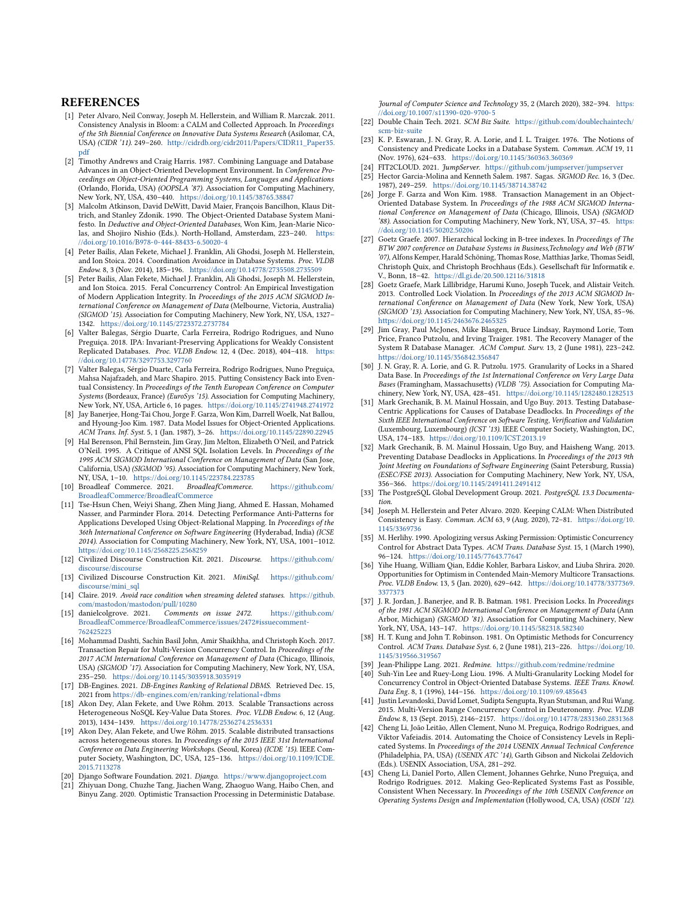# REFERENCES

[1] Peter Alvaro, Neil Conway, Joseph M. Hellerstein, and William R. Marczak. 2011. Consistency Analysis in Bloom: a CALM and Collected Approach. In *Proceedings of the 5th Biennial Conference on Innovative Data Systems Research* (Asilomar, CA, USA) *(CIDR '11)*. 249–260. http://cidrdb.org/cidr2011/Papers/CIDR11_Paper35.pdf

[2] Timothy Andrews and Craig Harris. 1987. Combining Language and Database Advances in an Object-Oriented Development Environment. In *Conference Proceedings on Object-Oriented Programming Systems, Languages and Applications* (Orlando, Florida, USA) *(OOPSLA '87)*. Association for Computing Machinery, New York, NY, USA, 430–440. https://doi.org/10.1145/38765.38847

[3] Malcolm Atkinson, David DeWitt, David Maier, François Bancilhon, Klaus Dittrich, and Stanley Zdonik. 1990. The Object-Oriented Database System Manifesto. In *Deductive and Object-Oriented Databases*, Won Kim, Jean-Marie Nicolas, and Shojiro Nishio (Eds.). North-Holland, Amsterdam, 223–240. https://doi.org/10.1016/B978-0-444-88433-6.50020-4

[4] Peter Bailis, Alan Fekete, Michael J. Franklin, Ali Ghodsi, Joseph M. Hellerstein, and Ion Stoica. 2014. Coordination Avoidance in Database Systems. *Proc. VLDB Endow.* 8, 3 (Nov. 2014), 185–196. https://doi.org/10.14778/2735508.2735509

[5] Peter Bailis, Alan Fekete, Michael J. Franklin, Ali Ghodsi, Joseph M. Hellerstein, and Ion Stoica. 2015. Feral Concurrency Control: An Empirical Investigation of Modern Application Integrity. In *Proceedings of the 2015 ACM SIGMOD International Conference on Management of Data* (Melbourne, Victoria, Australia) *(SIGMOD '15)*. Association for Computing Machinery, New York, NY, USA, 1327–1342. https://doi.org/10.1145/2723372.2737784

[6] Valter Balegas, Sérgio Duarte, Carla Ferreira, Rodrigo Rodrigues, and Nuno Preguiça. 2018. IPA: Invariant-Preserving Applications for Weakly Consistent Replicated Databases. *Proc. VLDB Endow.* 12, 4 (Dec. 2018), 404–418. https://doi.org/10.14778/3297753.3297760

[7] Valter Balegas, Sérgio Duarte, Carla Ferreira, Rodrigo Rodrigues, Nuno Preguiça, Mahsa Najafzadeh, and Marc Shapiro. 2015. Putting Consistency Back into Eventual Consistency. In *Proceedings of the Tenth European Conference on Computer Systems* (Bordeaux, France) *(EuroSys '15)*. Association for Computing Machinery, New York, NY, USA, Article 6, 16 pages. https://doi.org/10.1145/2741948.2741972

[8] Jay Banerjee, Hong-Tai Chou, Jorge F. Garza, Won Kim, Darrell Woelk, Nat Ballou, and Hyoung-Joo Kim. 1987. Data Model Issues for Object-Oriented Applications. *ACM Trans. Inf. Syst.* 5, 1 (Jan. 1987), 3–26. https://doi.org/10.1145/22890.22945

[9] Hal Berenson, Phil Bernstein, Jim Gray, Jim Melton, Elizabeth O'Neil, and Patrick O'Neil. 1995. A Critique of ANSI SQL Isolation Levels. In *Proceedings of the 1995 ACM SIGMOD International Conference on Management of Data* (San Jose, California, USA) *(SIGMOD '95)*. Association for Computing Machinery, New York, NY, USA, 1–10. https://doi.org/10.1145/223784.223785

[10] Broadleaf Commerce. 2021. *BroadleafCommerce.* https://github.com/BroadleafCommerce/BroadleafCommerce

[11] Tse-Hsun Chen, Weiyi Shang, Zhen Ming Jiang, Ahmed E. Hassan, Mohamed Nasser, and Parminder Flora. 2014. Detecting Performance Anti-Patterns for Applications Developed Using Object-Relational Mapping. In *Proceedings of the 36th International Conference on Software Engineering* (Hyderabad, India) *(ICSE 2014)*. Association for Computing Machinery, New York, NY, USA, 1001–1012. https://doi.org/10.1145/2568225.2568259

[12] Civilized Discourse Construction Kit. 2021. *Discourse.* https://github.com/discourse/discourse

[13] Civilized Discourse Construction Kit. 2021. *MiniSql.* https://github.com/discourse/mini_sql

[14] Claire. 2019. *Avoid race condition when streaming deleted statuses.* https://github.com/mastodon/mastodon/pull/10280

[15] danielcolgrove. 2021. *Comments on issue 2472.* https://github.com/BroadleafCommerce/BroadleafCommerce/issues/2472#issuecomment-762425223

[16] Mohammad Dashti, Sachin Basil John, Amir Shaikhha, and Christoph Koch. 2017. Transaction Repair for Multi-Version Concurrency Control. In *Proceedings of the 2017 ACM International Conference on Management of Data* (Chicago, Illinois, USA) *(SIGMOD '17)*. Association for Computing Machinery, New York, NY, USA, 235–250. https://doi.org/10.1145/3035918.3035919

[17] DB-Engines. 2021. *DB-Engines Ranking of Relational DBMS.* Retrieved Dec. 15, 2021 from https://db-engines.com/en/ranking/relational+dbms

[18] Akon Dey, Alan Fekete, and Uwe Röhm. 2013. Scalable Transactions across Heterogeneous NoSQL Key-Value Data Stores. *Proc. VLDB Endow.* 6, 12 (Aug. 2013), 1434–1439. https://doi.org/10.14778/2536274.2536331

[19] Akon Dey, Alan Fekete, and Uwe Röhm. 2015. Scalable distributed transactions across heterogeneous stores. In *Proceedings of the 2015 IEEE 31st International Conference on Data Engineering Workshops.* (Seoul, Korea) *(ICDE '15)*. IEEE Computer Society, Washington, DC, USA, 125–136. https://doi.org/10.1109/ICDE.2015.7113278

[20] Django Software Foundation. 2021. *Django.* https://www.djangoproject.com

[21] Zhiyuan Dong, Chuzhe Tang, Jiachen Wang, Zhaoguo Wang, Haibo Chen, and Binyu Zang. 2020. Optimistic Transaction Processing in Deterministic Database. *Journal of Computer Science and Technology* 35, 2 (March 2020), 382–394. https://doi.org/10.1007/s11390-020-9700-5

[22] Double Chain Tech. 2021. *SCM Biz Suite.* https://github.com/doublechaintech/scm-biz-suite

[23] K. P. Eswaran, J. N. Gray, R. A. Lorie, and I. L. Traiger. 1976. The Notions of Consistency and Predicate Locks in a Database System. *Commun. ACM* 19, 11 (Nov. 1976), 624–633. https://doi.org/10.1145/360363.360369

[24] FIT2CLOUD. 2021. *JumpServer.* https://github.com/jumpserver/jumpserver

[25] Hector Garcia-Molina and Kenneth Salem. 1987. Sagas. *SIGMOD Rec.* 16, 3 (Dec. 1987), 249–259. https://doi.org/10.1145/38714.38742

[26] Jorge F. Garza and Won Kim. 1988. Transaction Management in an Object-Oriented Database System. In *Proceedings of the 1988 ACM SIGMOD International Conference on Management of Data* (Chicago, Illinois, USA) *(SIGMOD '88)*. Association for Computing Machinery, New York, NY, USA, 37–45. https://doi.org/10.1145/50202.50206

[27] Goetz Graefe. 2007. Hierarchical locking in B-tree indexes. In *Proceedings of The BTW 2007 conference on Database Systems in Business,Technology and Web (BTW '07)*, Alfons Kemper, Harald Schöning, Thomas Rose, Matthias Jarke, Thomas Seidl, Christoph Quix, and Christoph Brochhaus (Eds.). Gesellschaft für Informatik e. V., Bonn, 18–42. https://dl.gi.de/20.500.12116/31818

[28] Goetz Graefe, Mark Lillibridge, Harumi Kuno, Joseph Tucek, and Alistair Veitch. 2013. Controlled Lock Violation. In *Proceedings of the 2013 ACM SIGMOD International Conference on Management of Data* (New York, New York, USA) *(SIGMOD '13)*. Association for Computing Machinery, New York, NY, USA, 85–96. https://doi.org/10.1145/2463676.2465325

[29] Jim Gray, Paul McJones, Mike Blasgen, Bruce Lindsay, Raymond Lorie, Tom Price, Franco Putzolu, and Irving Traiger. 1981. The Recovery Manager of the System R Database Manager. *ACM Comput. Surv.* 13, 2 (June 1981), 223–242. https://doi.org/10.1145/356842.356847

[30] J. N. Gray, R. A. Lorie, and G. R. Putzolu. 1975. Granularity of Locks in a Shared Data Base. In *Proceedings of the 1st International Conference on Very Large Data Bases* (Framingham, Massachusetts) *(VLDB '75)*. Association for Computing Machinery, New York, NY, USA, 428–451. https://doi.org/10.1145/1282480.1282513

[31] Mark Grechanik, B. M. Mainul Hossain, and Ugo Buy. 2013. Testing Database-Centric Applications for Causes of Database Deadlocks. In *Proceedings of the Sixth IEEE International Conference on Software Testing, Verification and Validation* (Luxembourg, Luxembourg) *(ICST '13)*. IEEE Computer Society, Washington, DC, USA, 174–183. https://doi.org/10.1109/ICST.2013.19

[32] Mark Grechanik, B. M. Mainul Hossain, Ugo Buy, and Haisheng Wang. 2013. Preventing Database Deadlocks in Applications. In *Proceedings of the 2013 9th Joint Meeting on Foundations of Software Engineering* (Saint Petersburg, Russia) *(ESEC/FSE 2013)*. Association for Computing Machinery, New York, NY, USA, 356–366. https://doi.org/10.1145/2491411.2491412

[33] The PostgreSQL Global Development Group. 2021. *PostgreSQL 13.3 Documentation.*

[34] Joseph M. Hellerstein and Peter Alvaro. 2020. Keeping CALM: When Distributed Consistency is Easy. *Commun. ACM* 63, 9 (Aug. 2020), 72–81. https://doi.org/10.1145/3369736

[35] M. Herlihy. 1990. Apologizing versus Asking Permission: Optimistic Concurrency Control for Abstract Data Types. *ACM Trans. Database Syst.* 15, 1 (March 1990), 96–124. https://doi.org/10.1145/77643.77647

[36] Yihe Huang, William Qian, Eddie Kohler, Barbara Liskov, and Liuba Shrira. 2020. Opportunities for Optimism in Contended Main-Memory Multicore Transactions. *Proc. VLDB Endow.* 13, 5 (Jan. 2020), 629–642. https://doi.org/10.14778/3377369.3377373

[37] J. R. Jordan, J. Banerjee, and R. B. Batman. 1981. Precision Locks. In *Proceedings of the 1981 ACM SIGMOD International Conference on Management of Data* (Ann Arbor, Michigan) *(SIGMOD '81)*. Association for Computing Machinery, New York, NY, USA, 143–147. https://doi.org/10.1145/582318.582340

[38] H. T. Kung and John T. Robinson. 1981. On Optimistic Methods for Concurrency Control. *ACM Trans. Database Syst.* 6, 2 (June 1981), 213–226. https://doi.org/10.1145/319566.319567

[39] Jean-Philippe Lang. 2021. *Redmine.* https://github.com/redmine/redmine

[40] Suh-Yin Lee and Ruey-Long Liou. 1996. A Multi-Granularity Locking Model for Concurrency Control in Object-Oriented Database Systems. *IEEE Trans. Knowl. Data Eng.* 8, 1 (1996), 144–156. https://doi.org/10.1109/69.485643

[41] Justin Levandoski, David Lomet, Sudipta Sengupta, Ryan Stutsman, and Rui Wang. 2015. Multi-Version Range Concurrency Control in Deuteronomy. *Proc. VLDB Endow.* 8, 13 (Sept. 2015), 2146–2157. https://doi.org/10.14778/2831360.2831368

[42] Cheng Li, João Leitão, Allen Clement, Nuno M. Preguiça, Rodrigo Rodrigues, and Viktor Vafeiadis. 2014. Automating the Choice of Consistency Levels in Replicated Systems. In *Proceedings of the 2014 USENIX Annual Technical Conference* (Philadelphia, PA, USA) *(USENIX ATC '14)*, Garth Gibson and Nickolai Zeldovich (Eds.). USENIX Association, USA, 281–292.

[43] Cheng Li, Daniel Porto, Allen Clement, Johannes Gehrke, Nuno Preguiça, and Rodrigo Rodrigues. 2012. Making Geo-Replicated Systems Fast as Possible, Consistent When Necessary. In *Proceedings of the 10th USENIX Conference on Operating Systems Design and Implementation* (Hollywood, CA, USA) *(OSDI '12)*.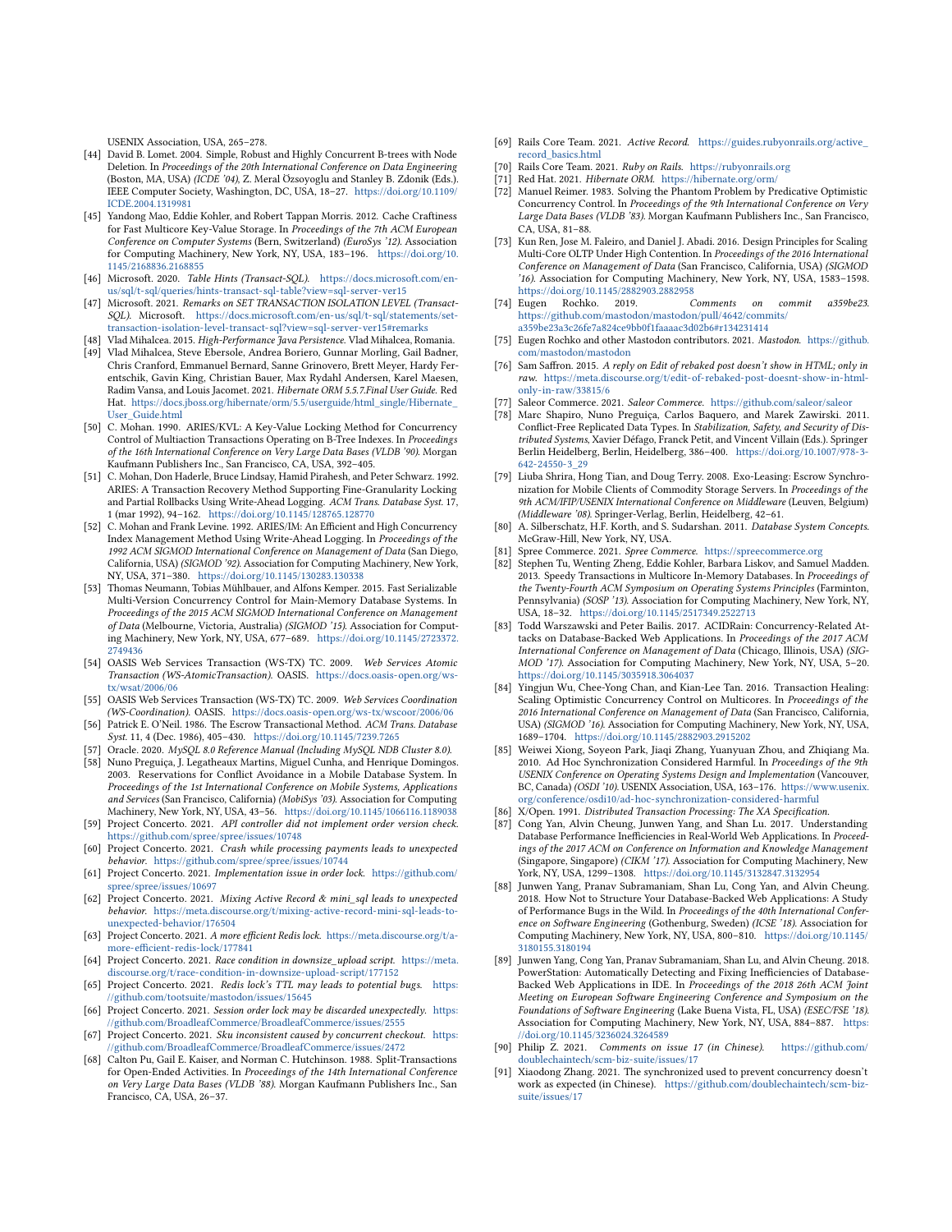USENIX Association, USA, 265–278.

[44] David B. Lomet. 2004. Simple, Robust and Highly Concurrent B-trees with Node Deletion. In *Proceedings of the 20th International Conference on Data Engineering* (Boston, MA, USA) *(ICDE '04)*, Z. Meral Özsoyoglu and Stanley B. Zdonik (Eds.). IEEE Computer Society, Washington, DC, USA, 18–27. https://doi.org/10.1109/ICDE.2004.1319981

[45] Yandong Mao, Eddie Kohler, and Robert Tappan Morris. 2012. Cache Craftiness for Fast Multicore Key-Value Storage. In *Proceedings of the 7th ACM European Conference on Computer Systems* (Bern, Switzerland) *(EuroSys '12)*. Association for Computing Machinery, New York, NY, USA, 183–196. https://doi.org/10.1145/2168836.2168855

[46] Microsoft. 2020. *Table Hints (Transact-SQL)*. https://docs.microsoft.com/en-us/sql/t-sql/queries/hints-transact-sql-table?view=sql-server-ver15

[47] Microsoft. 2021. *Remarks on SET TRANSACTION ISOLATION LEVEL (Transact-SQL)*. Microsoft. https://docs.microsoft.com/en-us/sql/t-sql/statements/set-transaction-isolation-level-transact-sql?view=sql-server-ver15#remarks

[48] Vlad Mihalcea. 2015. *High-Performance Java Persistence*. Vlad Mihalcea, Romania.

[49] Vlad Mihalcea, Steve Ebersole, Andrea Boriero, Gunnar Morling, Gail Badner, Chris Cranford, Emmanuel Bernard, Sanne Grinovero, Brett Meyer, Hardy Ferentschik, Gavin King, Christian Bauer, Max Rydahl Andersen, Karel Maesen, Radim Vansa, and Louis Jacomet. 2021. *Hibernate ORM 5.5.7.Final User Guide*. Red Hat. https://docs.jboss.org/hibernate/orm/5.5/userguide/html_single/Hibernate_User_Guide.html

[50] C. Mohan. 1990. ARIES/KVL: A Key-Value Locking Method for Concurrency Control of Multiaction Transactions Operating on B-Tree Indexes. In *Proceedings of the 16th International Conference on Very Large Data Bases (VLDB '90)*. Morgan Kaufmann Publishers Inc., San Francisco, CA, USA, 392–405.

[51] C. Mohan, Don Haderle, Bruce Lindsay, Hamid Pirahesh, and Peter Schwarz. 1992. ARIES: A Transaction Recovery Method Supporting Fine-Granularity Locking and Partial Rollbacks Using Write-Ahead Logging. *ACM Trans. Database Syst.* 17, 1 (mar 1992), 94–162. https://doi.org/10.1145/128765.128770

[52] C. Mohan and Frank Levine. 1992. ARIES/IM: An Efficient and High Concurrency Index Management Method Using Write-Ahead Logging. In *Proceedings of the 1992 ACM SIGMOD International Conference on Management of Data* (San Diego, California, USA) *(SIGMOD '92)*. Association for Computing Machinery, New York, NY, USA, 371–380. https://doi.org/10.1145/130283.130338

[53] Thomas Neumann, Tobias Mühlbauer, and Alfons Kemper. 2015. Fast Serializable Multi-Version Concurrency Control for Main-Memory Database Systems. In *Proceedings of the 2015 ACM SIGMOD International Conference on Management of Data* (Melbourne, Victoria, Australia) *(SIGMOD '15)*. Association for Computing Machinery, New York, NY, USA, 677–689. https://doi.org/10.1145/2723372.2749436

[54] OASIS Web Services Transaction (WS-TX) TC. 2009. *Web Services Atomic Transaction (WS-AtomicTransaction)*. OASIS. https://docs.oasis-open.org/ws-tx/wsat/2006/06

[55] OASIS Web Services Transaction (WS-TX) TC. 2009. *Web Services Coordination (WS-Coordination)*. OASIS. https://docs.oasis-open.org/ws-tx/wscoor/2006/06

[56] Patrick E. O'Neil. 1986. The Escrow Transactional Method. *ACM Trans. Database Syst.* 11, 4 (Dec. 1986), 405–430. https://doi.org/10.1145/7239.7265

[57] Oracle. 2020. *MySQL 8.0 Reference Manual (Including MySQL NDB Cluster 8.0)*.

[58] Nuno Preguiça, J. Legatheaux Martins, Miguel Cunha, and Henrique Domingos. 2003. Reservations for Conflict Avoidance in a Mobile Database System. In *Proceedings of the 1st International Conference on Mobile Systems, Applications and Services* (San Francisco, California) *(MobiSys '03)*. Association for Computing Machinery, New York, NY, USA, 43–56. https://doi.org/10.1145/1066116.1189038

[59] Project Concerto. 2021. *API controller did not implement order version check*. https://github.com/spree/spree/issues/10748

[60] Project Concerto. 2021. *Crash while processing payments leads to unexpected behavior*. https://github.com/spree/spree/issues/10744

[61] Project Concerto. 2021. *Implementation issue in order lock*. https://github.com/spree/spree/issues/10697

[62] Project Concerto. 2021. *Mixing Active Record & mini_sql leads to unexpected behavior*. https://meta.discourse.org/t/mixing-active-record-mini-sql-leads-to-unexpected-behavior/176504

[63] Project Concerto. 2021. *A more efficient Redis lock*. https://meta.discourse.org/t/a-more-efficient-redis-lock/177841

[64] Project Concerto. 2021. *Race condition in downsize_upload script*. https://meta.discourse.org/t/race-condition-in-downsize-upload-script/177152

[65] Project Concerto. 2021. *Redis lock's TTL may leads to potential bugs*. https://github.com/tootsuite/mastodon/issues/15645

[66] Project Concerto. 2021. *Session order lock may be discarded unexpectedly*. https://github.com/BroadleafCommerce/BroadleafCommerce/issues/2555

[67] Project Concerto. 2021. *Sku inconsistent caused by concurrent checkout*. https://github.com/BroadleafCommerce/BroadleafCommerce/issues/2472

[68] Calton Pu, Gail E. Kaiser, and Norman C. Hutchinson. 1988. Split-Transactions for Open-Ended Activities. In *Proceedings of the 14th International Conference on Very Large Data Bases (VLDB '88)*. Morgan Kaufmann Publishers Inc., San Francisco, CA, USA, 26–37.

[69] Rails Core Team. 2021. *Active Record*. https://guides.rubyonrails.org/active_record_basics.html

[70] Rails Core Team. 2021. *Ruby on Rails*. https://rubyonrails.org

[71] Red Hat. 2021. *Hibernate ORM*. https://hibernate.org/orm/

[72] Manuel Reimer. 1983. Solving the Phantom Problem by Predicative Optimistic Concurrency Control. In *Proceedings of the 9th International Conference on Very Large Data Bases (VLDB '83)*. Morgan Kaufmann Publishers Inc., San Francisco, CA, USA, 81–88.

[73] Kun Ren, Jose M. Faleiro, and Daniel J. Abadi. 2016. Design Principles for Scaling Multi-Core OLTP Under High Contention. In *Proceedings of the 2016 International Conference on Management of Data* (San Francisco, California, USA) *(SIGMOD '16)*. Association for Computing Machinery, New York, NY, USA, 1583–1598. https://doi.org/10.1145/2882903.2882958

[74] Eugen Rochko. 2019. *Comments on commit a359be23*. https://github.com/mastodon/mastodon/pull/4642/commits/a359be23a3c26fe7a824ce9bb0f1faaaac3d02b6#r134231414

[75] Eugen Rochko and other Mastodon contributors. 2021. *Mastodon*. https://github.com/mastodon/mastodon

[76] Sam Saffron. 2015. *A reply on Edit of rebaked post doesn't show in HTML; only in raw*. https://meta.discourse.org/t/edit-of-rebaked-post-doesnt-show-in-html-only-in-raw/33815/6

[77] Saleor Commerce. 2021. *Saleor Commerce*. https://github.com/saleor/saleor

[78] Marc Shapiro, Nuno Preguiça, Carlos Baquero, and Marek Zawirski. 2011. Conflict-Free Replicated Data Types. In *Stabilization, Safety, and Security of Distributed Systems*, Xavier Défago, Franck Petit, and Vincent Villain (Eds.). Springer Berlin Heidelberg, Berlin, Heidelberg, 386–400. https://doi.org/10.1007/978-3-642-24550-3_29

[79] Liuba Shrira, Hong Tian, and Doug Terry. 2008. Exo-Leasing: Escrow Synchronization for Mobile Clients of Commodity Storage Servers. In *Proceedings of the 9th ACM/IFIP/USENIX International Conference on Middleware* (Leuven, Belgium) *(Middleware '08)*. Springer-Verlag, Berlin, Heidelberg, 42–61.

[80] A. Silberschatz, H.F. Korth, and S. Sudarshan. 2011. *Database System Concepts*. McGraw-Hill, New York, NY, USA.

[81] Spree Commerce. 2021. *Spree Commerce*. https://spreecommerce.org

[82] Stephen Tu, Wenting Zheng, Eddie Kohler, Barbara Liskov, and Samuel Madden. 2013. Speedy Transactions in Multicore In-Memory Databases. In *Proceedings of the Twenty-Fourth ACM Symposium on Operating Systems Principles* (Farminton, Pennsylvania) *(SOSP '13)*. Association for Computing Machinery, New York, NY, USA, 18–32. https://doi.org/10.1145/2517349.2522713

[83] Todd Warszawski and Peter Bailis. 2017. ACIDRain: Concurrency-Related Attacks on Database-Backed Web Applications. In *Proceedings of the 2017 ACM International Conference on Management of Data* (Chicago, Illinois, USA) *(SIGMOD '17)*. Association for Computing Machinery, New York, NY, USA, 5–20. https://doi.org/10.1145/3035918.3064037

[84] Yingjun Wu, Chee-Yong Chan, and Kian-Lee Tan. 2016. Transaction Healing: Scaling Optimistic Concurrency Control on Multicores. In *Proceedings of the 2016 International Conference on Management of Data* (San Francisco, California, USA) *(SIGMOD '16)*. Association for Computing Machinery, New York, NY, USA, 1689–1704. https://doi.org/10.1145/2882903.2915202

[85] Weiwei Xiong, Soyeon Park, Jiaqi Zhang, Yuanyuan Zhou, and Zhiqiang Ma. 2010. Ad Hoc Synchronization Considered Harmful. In *Proceedings of the 9th USENIX Conference on Operating Systems Design and Implementation* (Vancouver, BC, Canada) *(OSDI '10)*. USENIX Association, USA, 163–176. https://www.usenix.org/conference/osdi10/ad-hoc-synchronization-considered-harmful

[86] X/Open. 1991. *Distributed Transaction Processing: The XA Specification*.

[87] Cong Yan, Alvin Cheung, Junwen Yang, and Shan Lu. 2017. Understanding Database Performance Inefficiencies in Real-World Web Applications. In *Proceedings of the 2017 ACM on Conference on Information and Knowledge Management* (Singapore, Singapore) *(CIKM '17)*. Association for Computing Machinery, New York, NY, USA, 1299–1308. https://doi.org/10.1145/3132847.3132954

[88] Junwen Yang, Pranav Subramaniam, Shan Lu, Cong Yan, and Alvin Cheung. 2018. How Not to Structure Your Database-Backed Web Applications: A Study of Performance Bugs in the Wild. In *Proceedings of the 40th International Conference on Software Engineering* (Gothenburg, Sweden) *(ICSE '18)*. Association for Computing Machinery, New York, NY, USA, 800–810. https://doi.org/10.1145/3180155.3180194

[89] Junwen Yang, Cong Yan, Pranav Subramaniam, Shan Lu, and Alvin Cheung. 2018. PowerStation: Automatically Detecting and Fixing Inefficiencies of Database-Backed Web Applications in IDE. In *Proceedings of the 2018 26th ACM Joint Meeting on European Software Engineering Conference and Symposium on the Foundations of Software Engineering* (Lake Buena Vista, FL, USA) *(ESEC/FSE '18)*. Association for Computing Machinery, New York, NY, USA, 884–887. https://doi.org/10.1145/3236024.3264589

[90] Philip Z. 2021. *Comments on issue 17 (in Chinese)*. https://github.com/doublechaintech/scm-biz-suite/issues/17

[91] Xiaodong Zhang. 2021. The synchronized used to prevent concurrency doesn't work as expected (in Chinese). https://github.com/doublechaintech/scm-biz-suite/issues/17